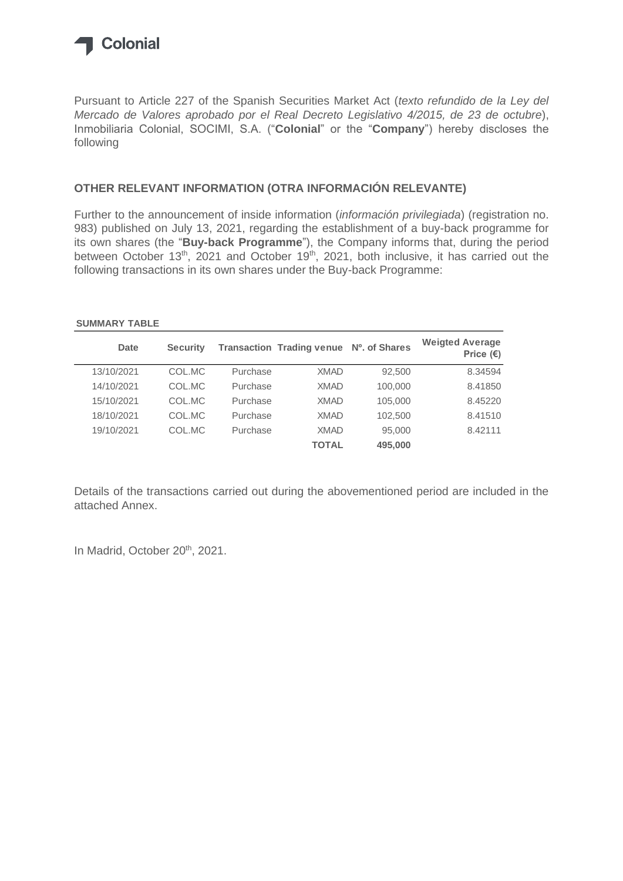Colonial

Pursuant to Article 227 of the Spanish Securities Market Act (*texto refundido de la Ley del Mercado de Valores aprobado por el Real Decreto Legislativo 4/2015, de 23 de octubre*), Inmobiliaria Colonial, SOCIMI, S.A. ("**Colonial**" or the "**Company**") hereby discloses the following

## OTHER RELEVANT INFORMATION (OTRA INFORMACIÓN RELEVANTE)

Further to the announcement of inside information (*información privilegiada*) (registration no. 983) published on July 13, 2021, regarding the establishment of a buy-back programme for its own shares (the "**Buy-back Programme**"), the Company informs that, during the period between October 13th, 2021 and October 19th, 2021, both inclusive, it has carried out the following transactions in its own shares under the Buy-back Programme:

**SUMMARY TABLE**

| Date | Security | Transaction | Trading venue | Nº. of Shares | Weigted Average Price (€) |
|---|---|---|---|---|---|
| 13/10/2021 | COL.MC | Purchase | XMAD | 92,500 | 8.34594 |
| 14/10/2021 | COL.MC | Purchase | XMAD | 100,000 | 8.41850 |
| 15/10/2021 | COL.MC | Purchase | XMAD | 105,000 | 8.45220 |
| 18/10/2021 | COL.MC | Purchase | XMAD | 102,500 | 8.41510 |
| 19/10/2021 | COL.MC | Purchase | XMAD | 95,000 | 8.42111 |
| | | | **TOTAL** | **495,000** | |

Details of the transactions carried out during the abovementioned period are included in the attached Annex.

In Madrid, October 20th, 2021.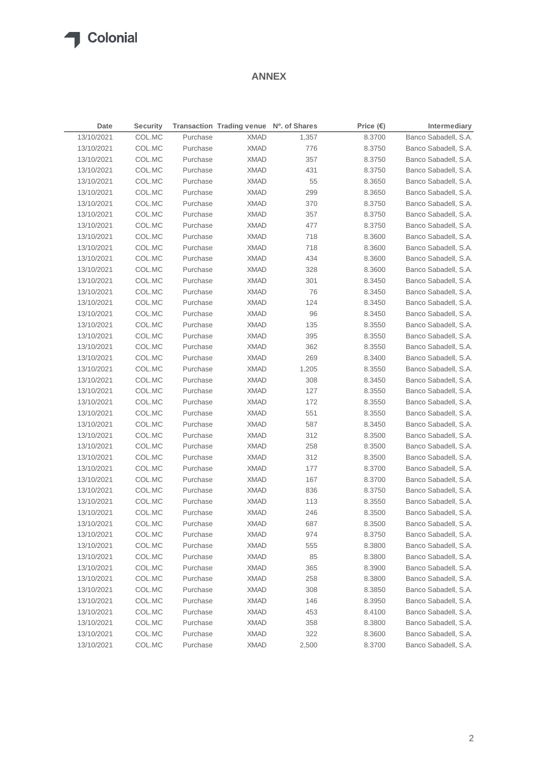# ANNEX

| Date | Security | Transaction | Trading venue | Nº. of Shares | Price (€) | Intermediary |
|---|---|---|---|---|---|---|
| 13/10/2021 | COL.MC | Purchase | XMAD | 1,357 | 8.3700 | Banco Sabadell, S.A. |
| 13/10/2021 | COL.MC | Purchase | XMAD | 776 | 8.3750 | Banco Sabadell, S.A. |
| 13/10/2021 | COL.MC | Purchase | XMAD | 357 | 8.3750 | Banco Sabadell, S.A. |
| 13/10/2021 | COL.MC | Purchase | XMAD | 431 | 8.3750 | Banco Sabadell, S.A. |
| 13/10/2021 | COL.MC | Purchase | XMAD | 55 | 8.3650 | Banco Sabadell, S.A. |
| 13/10/2021 | COL.MC | Purchase | XMAD | 299 | 8.3650 | Banco Sabadell, S.A. |
| 13/10/2021 | COL.MC | Purchase | XMAD | 370 | 8.3750 | Banco Sabadell, S.A. |
| 13/10/2021 | COL.MC | Purchase | XMAD | 357 | 8.3750 | Banco Sabadell, S.A. |
| 13/10/2021 | COL.MC | Purchase | XMAD | 477 | 8.3750 | Banco Sabadell, S.A. |
| 13/10/2021 | COL.MC | Purchase | XMAD | 718 | 8.3600 | Banco Sabadell, S.A. |
| 13/10/2021 | COL.MC | Purchase | XMAD | 718 | 8.3600 | Banco Sabadell, S.A. |
| 13/10/2021 | COL.MC | Purchase | XMAD | 434 | 8.3600 | Banco Sabadell, S.A. |
| 13/10/2021 | COL.MC | Purchase | XMAD | 328 | 8.3600 | Banco Sabadell, S.A. |
| 13/10/2021 | COL.MC | Purchase | XMAD | 301 | 8.3450 | Banco Sabadell, S.A. |
| 13/10/2021 | COL.MC | Purchase | XMAD | 76 | 8.3450 | Banco Sabadell, S.A. |
| 13/10/2021 | COL.MC | Purchase | XMAD | 124 | 8.3450 | Banco Sabadell, S.A. |
| 13/10/2021 | COL.MC | Purchase | XMAD | 96 | 8.3450 | Banco Sabadell, S.A. |
| 13/10/2021 | COL.MC | Purchase | XMAD | 135 | 8.3550 | Banco Sabadell, S.A. |
| 13/10/2021 | COL.MC | Purchase | XMAD | 395 | 8.3550 | Banco Sabadell, S.A. |
| 13/10/2021 | COL.MC | Purchase | XMAD | 362 | 8.3550 | Banco Sabadell, S.A. |
| 13/10/2021 | COL.MC | Purchase | XMAD | 269 | 8.3400 | Banco Sabadell, S.A. |
| 13/10/2021 | COL.MC | Purchase | XMAD | 1,205 | 8.3550 | Banco Sabadell, S.A. |
| 13/10/2021 | COL.MC | Purchase | XMAD | 308 | 8.3450 | Banco Sabadell, S.A. |
| 13/10/2021 | COL.MC | Purchase | XMAD | 127 | 8.3550 | Banco Sabadell, S.A. |
| 13/10/2021 | COL.MC | Purchase | XMAD | 172 | 8.3550 | Banco Sabadell, S.A. |
| 13/10/2021 | COL.MC | Purchase | XMAD | 551 | 8.3550 | Banco Sabadell, S.A. |
| 13/10/2021 | COL.MC | Purchase | XMAD | 587 | 8.3450 | Banco Sabadell, S.A. |
| 13/10/2021 | COL.MC | Purchase | XMAD | 312 | 8.3500 | Banco Sabadell, S.A. |
| 13/10/2021 | COL.MC | Purchase | XMAD | 258 | 8.3500 | Banco Sabadell, S.A. |
| 13/10/2021 | COL.MC | Purchase | XMAD | 312 | 8.3500 | Banco Sabadell, S.A. |
| 13/10/2021 | COL.MC | Purchase | XMAD | 177 | 8.3700 | Banco Sabadell, S.A. |
| 13/10/2021 | COL.MC | Purchase | XMAD | 167 | 8.3700 | Banco Sabadell, S.A. |
| 13/10/2021 | COL.MC | Purchase | XMAD | 836 | 8.3750 | Banco Sabadell, S.A. |
| 13/10/2021 | COL.MC | Purchase | XMAD | 113 | 8.3550 | Banco Sabadell, S.A. |
| 13/10/2021 | COL.MC | Purchase | XMAD | 246 | 8.3500 | Banco Sabadell, S.A. |
| 13/10/2021 | COL.MC | Purchase | XMAD | 687 | 8.3500 | Banco Sabadell, S.A. |
| 13/10/2021 | COL.MC | Purchase | XMAD | 974 | 8.3750 | Banco Sabadell, S.A. |
| 13/10/2021 | COL.MC | Purchase | XMAD | 555 | 8.3800 | Banco Sabadell, S.A. |
| 13/10/2021 | COL.MC | Purchase | XMAD | 85 | 8.3800 | Banco Sabadell, S.A. |
| 13/10/2021 | COL.MC | Purchase | XMAD | 365 | 8.3900 | Banco Sabadell, S.A. |
| 13/10/2021 | COL.MC | Purchase | XMAD | 258 | 8.3800 | Banco Sabadell, S.A. |
| 13/10/2021 | COL.MC | Purchase | XMAD | 308 | 8.3850 | Banco Sabadell, S.A. |
| 13/10/2021 | COL.MC | Purchase | XMAD | 146 | 8.3950 | Banco Sabadell, S.A. |
| 13/10/2021 | COL.MC | Purchase | XMAD | 453 | 8.4100 | Banco Sabadell, S.A. |
| 13/10/2021 | COL.MC | Purchase | XMAD | 358 | 8.3800 | Banco Sabadell, S.A. |
| 13/10/2021 | COL.MC | Purchase | XMAD | 322 | 8.3600 | Banco Sabadell, S.A. |
| 13/10/2021 | COL.MC | Purchase | XMAD | 2,500 | 8.3700 | Banco Sabadell, S.A. |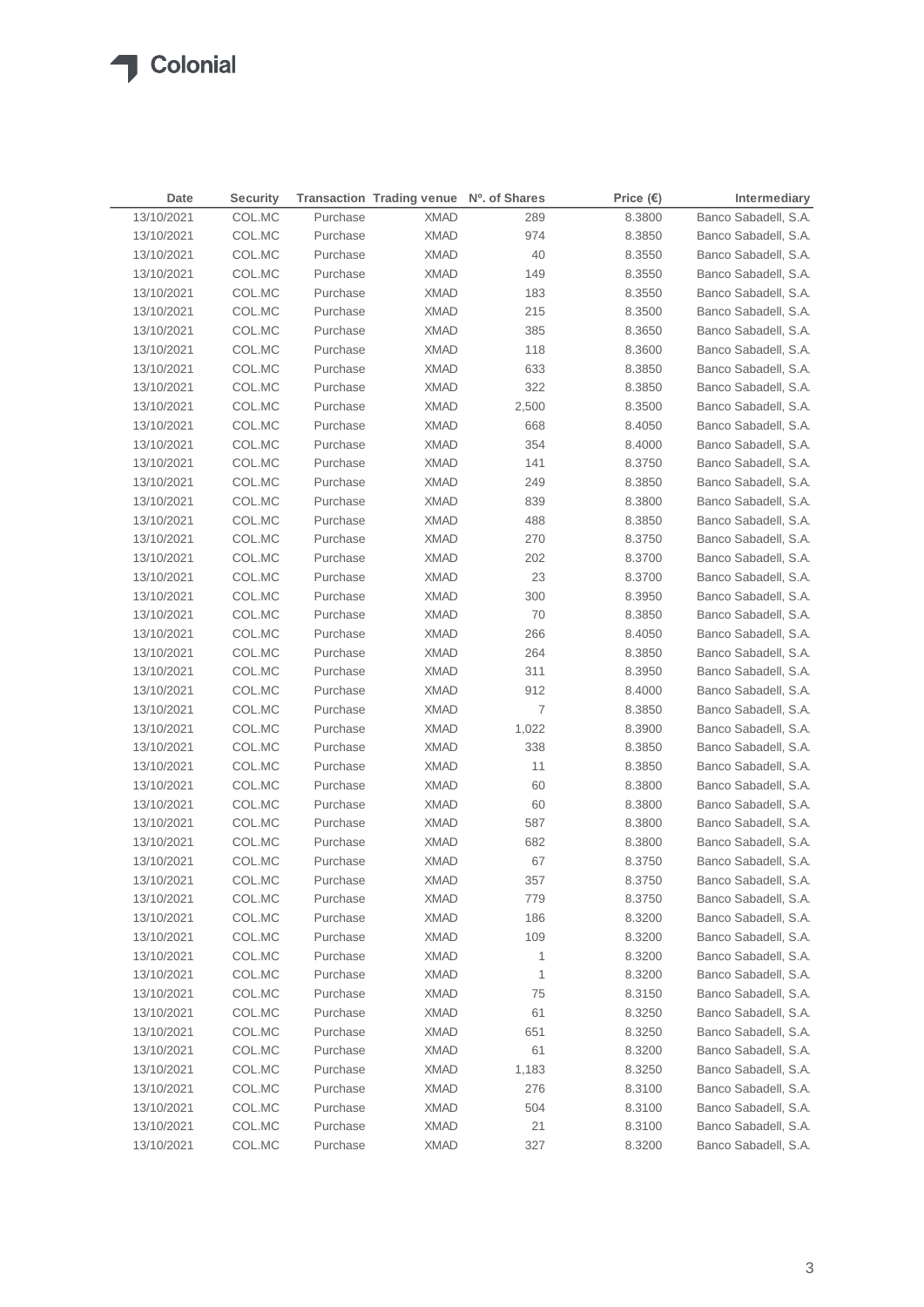| Date | Security | Transaction | Trading venue | Nº. of Shares | Price (€) | Intermediary |
|---|---|---|---|---|---|---|
| 13/10/2021 | COL.MC | Purchase | XMAD | 289 | 8.3800 | Banco Sabadell, S.A. |
| 13/10/2021 | COL.MC | Purchase | XMAD | 974 | 8.3850 | Banco Sabadell, S.A. |
| 13/10/2021 | COL.MC | Purchase | XMAD | 40 | 8.3550 | Banco Sabadell, S.A. |
| 13/10/2021 | COL.MC | Purchase | XMAD | 149 | 8.3550 | Banco Sabadell, S.A. |
| 13/10/2021 | COL.MC | Purchase | XMAD | 183 | 8.3550 | Banco Sabadell, S.A. |
| 13/10/2021 | COL.MC | Purchase | XMAD | 215 | 8.3500 | Banco Sabadell, S.A. |
| 13/10/2021 | COL.MC | Purchase | XMAD | 385 | 8.3650 | Banco Sabadell, S.A. |
| 13/10/2021 | COL.MC | Purchase | XMAD | 118 | 8.3600 | Banco Sabadell, S.A. |
| 13/10/2021 | COL.MC | Purchase | XMAD | 633 | 8.3850 | Banco Sabadell, S.A. |
| 13/10/2021 | COL.MC | Purchase | XMAD | 322 | 8.3850 | Banco Sabadell, S.A. |
| 13/10/2021 | COL.MC | Purchase | XMAD | 2,500 | 8.3500 | Banco Sabadell, S.A. |
| 13/10/2021 | COL.MC | Purchase | XMAD | 668 | 8.4050 | Banco Sabadell, S.A. |
| 13/10/2021 | COL.MC | Purchase | XMAD | 354 | 8.4000 | Banco Sabadell, S.A. |
| 13/10/2021 | COL.MC | Purchase | XMAD | 141 | 8.3750 | Banco Sabadell, S.A. |
| 13/10/2021 | COL.MC | Purchase | XMAD | 249 | 8.3850 | Banco Sabadell, S.A. |
| 13/10/2021 | COL.MC | Purchase | XMAD | 839 | 8.3800 | Banco Sabadell, S.A. |
| 13/10/2021 | COL.MC | Purchase | XMAD | 488 | 8.3850 | Banco Sabadell, S.A. |
| 13/10/2021 | COL.MC | Purchase | XMAD | 270 | 8.3750 | Banco Sabadell, S.A. |
| 13/10/2021 | COL.MC | Purchase | XMAD | 202 | 8.3700 | Banco Sabadell, S.A. |
| 13/10/2021 | COL.MC | Purchase | XMAD | 23 | 8.3700 | Banco Sabadell, S.A. |
| 13/10/2021 | COL.MC | Purchase | XMAD | 300 | 8.3950 | Banco Sabadell, S.A. |
| 13/10/2021 | COL.MC | Purchase | XMAD | 70 | 8.3850 | Banco Sabadell, S.A. |
| 13/10/2021 | COL.MC | Purchase | XMAD | 266 | 8.4050 | Banco Sabadell, S.A. |
| 13/10/2021 | COL.MC | Purchase | XMAD | 264 | 8.3850 | Banco Sabadell, S.A. |
| 13/10/2021 | COL.MC | Purchase | XMAD | 311 | 8.3950 | Banco Sabadell, S.A. |
| 13/10/2021 | COL.MC | Purchase | XMAD | 912 | 8.4000 | Banco Sabadell, S.A. |
| 13/10/2021 | COL.MC | Purchase | XMAD | 7 | 8.3850 | Banco Sabadell, S.A. |
| 13/10/2021 | COL.MC | Purchase | XMAD | 1,022 | 8.3900 | Banco Sabadell, S.A. |
| 13/10/2021 | COL.MC | Purchase | XMAD | 338 | 8.3850 | Banco Sabadell, S.A. |
| 13/10/2021 | COL.MC | Purchase | XMAD | 11 | 8.3850 | Banco Sabadell, S.A. |
| 13/10/2021 | COL.MC | Purchase | XMAD | 60 | 8.3800 | Banco Sabadell, S.A. |
| 13/10/2021 | COL.MC | Purchase | XMAD | 60 | 8.3800 | Banco Sabadell, S.A. |
| 13/10/2021 | COL.MC | Purchase | XMAD | 587 | 8.3800 | Banco Sabadell, S.A. |
| 13/10/2021 | COL.MC | Purchase | XMAD | 682 | 8.3800 | Banco Sabadell, S.A. |
| 13/10/2021 | COL.MC | Purchase | XMAD | 67 | 8.3750 | Banco Sabadell, S.A. |
| 13/10/2021 | COL.MC | Purchase | XMAD | 357 | 8.3750 | Banco Sabadell, S.A. |
| 13/10/2021 | COL.MC | Purchase | XMAD | 779 | 8.3750 | Banco Sabadell, S.A. |
| 13/10/2021 | COL.MC | Purchase | XMAD | 186 | 8.3200 | Banco Sabadell, S.A. |
| 13/10/2021 | COL.MC | Purchase | XMAD | 109 | 8.3200 | Banco Sabadell, S.A. |
| 13/10/2021 | COL.MC | Purchase | XMAD | 1 | 8.3200 | Banco Sabadell, S.A. |
| 13/10/2021 | COL.MC | Purchase | XMAD | 1 | 8.3200 | Banco Sabadell, S.A. |
| 13/10/2021 | COL.MC | Purchase | XMAD | 75 | 8.3150 | Banco Sabadell, S.A. |
| 13/10/2021 | COL.MC | Purchase | XMAD | 61 | 8.3250 | Banco Sabadell, S.A. |
| 13/10/2021 | COL.MC | Purchase | XMAD | 651 | 8.3250 | Banco Sabadell, S.A. |
| 13/10/2021 | COL.MC | Purchase | XMAD | 61 | 8.3200 | Banco Sabadell, S.A. |
| 13/10/2021 | COL.MC | Purchase | XMAD | 1,183 | 8.3250 | Banco Sabadell, S.A. |
| 13/10/2021 | COL.MC | Purchase | XMAD | 276 | 8.3100 | Banco Sabadell, S.A. |
| 13/10/2021 | COL.MC | Purchase | XMAD | 504 | 8.3100 | Banco Sabadell, S.A. |
| 13/10/2021 | COL.MC | Purchase | XMAD | 21 | 8.3100 | Banco Sabadell, S.A. |
| 13/10/2021 | COL.MC | Purchase | XMAD | 327 | 8.3200 | Banco Sabadell, S.A. |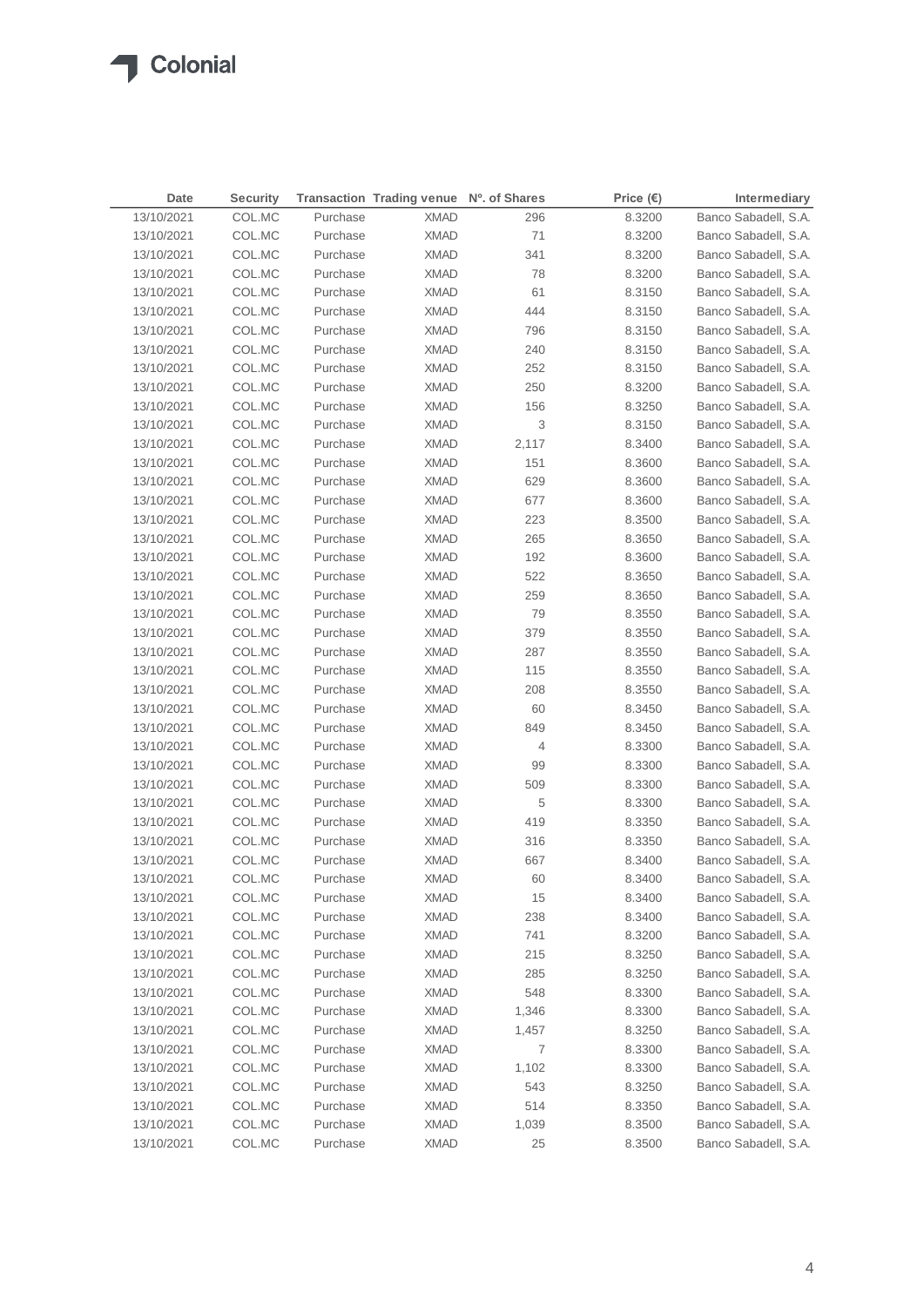| Date | Security | Transaction | Trading venue | Nº. of Shares | Price (€) | Intermediary |
|---|---|---|---|---|---|---|
| 13/10/2021 | COL.MC | Purchase | XMAD | 296 | 8.3200 | Banco Sabadell, S.A. |
| 13/10/2021 | COL.MC | Purchase | XMAD | 71 | 8.3200 | Banco Sabadell, S.A. |
| 13/10/2021 | COL.MC | Purchase | XMAD | 341 | 8.3200 | Banco Sabadell, S.A. |
| 13/10/2021 | COL.MC | Purchase | XMAD | 78 | 8.3200 | Banco Sabadell, S.A. |
| 13/10/2021 | COL.MC | Purchase | XMAD | 61 | 8.3150 | Banco Sabadell, S.A. |
| 13/10/2021 | COL.MC | Purchase | XMAD | 444 | 8.3150 | Banco Sabadell, S.A. |
| 13/10/2021 | COL.MC | Purchase | XMAD | 796 | 8.3150 | Banco Sabadell, S.A. |
| 13/10/2021 | COL.MC | Purchase | XMAD | 240 | 8.3150 | Banco Sabadell, S.A. |
| 13/10/2021 | COL.MC | Purchase | XMAD | 252 | 8.3150 | Banco Sabadell, S.A. |
| 13/10/2021 | COL.MC | Purchase | XMAD | 250 | 8.3200 | Banco Sabadell, S.A. |
| 13/10/2021 | COL.MC | Purchase | XMAD | 156 | 8.3250 | Banco Sabadell, S.A. |
| 13/10/2021 | COL.MC | Purchase | XMAD | 3 | 8.3150 | Banco Sabadell, S.A. |
| 13/10/2021 | COL.MC | Purchase | XMAD | 2,117 | 8.3400 | Banco Sabadell, S.A. |
| 13/10/2021 | COL.MC | Purchase | XMAD | 151 | 8.3600 | Banco Sabadell, S.A. |
| 13/10/2021 | COL.MC | Purchase | XMAD | 629 | 8.3600 | Banco Sabadell, S.A. |
| 13/10/2021 | COL.MC | Purchase | XMAD | 677 | 8.3600 | Banco Sabadell, S.A. |
| 13/10/2021 | COL.MC | Purchase | XMAD | 223 | 8.3500 | Banco Sabadell, S.A. |
| 13/10/2021 | COL.MC | Purchase | XMAD | 265 | 8.3650 | Banco Sabadell, S.A. |
| 13/10/2021 | COL.MC | Purchase | XMAD | 192 | 8.3600 | Banco Sabadell, S.A. |
| 13/10/2021 | COL.MC | Purchase | XMAD | 522 | 8.3650 | Banco Sabadell, S.A. |
| 13/10/2021 | COL.MC | Purchase | XMAD | 259 | 8.3650 | Banco Sabadell, S.A. |
| 13/10/2021 | COL.MC | Purchase | XMAD | 79 | 8.3550 | Banco Sabadell, S.A. |
| 13/10/2021 | COL.MC | Purchase | XMAD | 379 | 8.3550 | Banco Sabadell, S.A. |
| 13/10/2021 | COL.MC | Purchase | XMAD | 287 | 8.3550 | Banco Sabadell, S.A. |
| 13/10/2021 | COL.MC | Purchase | XMAD | 115 | 8.3550 | Banco Sabadell, S.A. |
| 13/10/2021 | COL.MC | Purchase | XMAD | 208 | 8.3550 | Banco Sabadell, S.A. |
| 13/10/2021 | COL.MC | Purchase | XMAD | 60 | 8.3450 | Banco Sabadell, S.A. |
| 13/10/2021 | COL.MC | Purchase | XMAD | 849 | 8.3450 | Banco Sabadell, S.A. |
| 13/10/2021 | COL.MC | Purchase | XMAD | 4 | 8.3300 | Banco Sabadell, S.A. |
| 13/10/2021 | COL.MC | Purchase | XMAD | 99 | 8.3300 | Banco Sabadell, S.A. |
| 13/10/2021 | COL.MC | Purchase | XMAD | 509 | 8.3300 | Banco Sabadell, S.A. |
| 13/10/2021 | COL.MC | Purchase | XMAD | 5 | 8.3300 | Banco Sabadell, S.A. |
| 13/10/2021 | COL.MC | Purchase | XMAD | 419 | 8.3350 | Banco Sabadell, S.A. |
| 13/10/2021 | COL.MC | Purchase | XMAD | 316 | 8.3350 | Banco Sabadell, S.A. |
| 13/10/2021 | COL.MC | Purchase | XMAD | 667 | 8.3400 | Banco Sabadell, S.A. |
| 13/10/2021 | COL.MC | Purchase | XMAD | 60 | 8.3400 | Banco Sabadell, S.A. |
| 13/10/2021 | COL.MC | Purchase | XMAD | 15 | 8.3400 | Banco Sabadell, S.A. |
| 13/10/2021 | COL.MC | Purchase | XMAD | 238 | 8.3400 | Banco Sabadell, S.A. |
| 13/10/2021 | COL.MC | Purchase | XMAD | 741 | 8.3200 | Banco Sabadell, S.A. |
| 13/10/2021 | COL.MC | Purchase | XMAD | 215 | 8.3250 | Banco Sabadell, S.A. |
| 13/10/2021 | COL.MC | Purchase | XMAD | 285 | 8.3250 | Banco Sabadell, S.A. |
| 13/10/2021 | COL.MC | Purchase | XMAD | 548 | 8.3300 | Banco Sabadell, S.A. |
| 13/10/2021 | COL.MC | Purchase | XMAD | 1,346 | 8.3300 | Banco Sabadell, S.A. |
| 13/10/2021 | COL.MC | Purchase | XMAD | 1,457 | 8.3250 | Banco Sabadell, S.A. |
| 13/10/2021 | COL.MC | Purchase | XMAD | 7 | 8.3300 | Banco Sabadell, S.A. |
| 13/10/2021 | COL.MC | Purchase | XMAD | 1,102 | 8.3300 | Banco Sabadell, S.A. |
| 13/10/2021 | COL.MC | Purchase | XMAD | 543 | 8.3250 | Banco Sabadell, S.A. |
| 13/10/2021 | COL.MC | Purchase | XMAD | 514 | 8.3350 | Banco Sabadell, S.A. |
| 13/10/2021 | COL.MC | Purchase | XMAD | 1,039 | 8.3500 | Banco Sabadell, S.A. |
| 13/10/2021 | COL.MC | Purchase | XMAD | 25 | 8.3500 | Banco Sabadell, S.A. |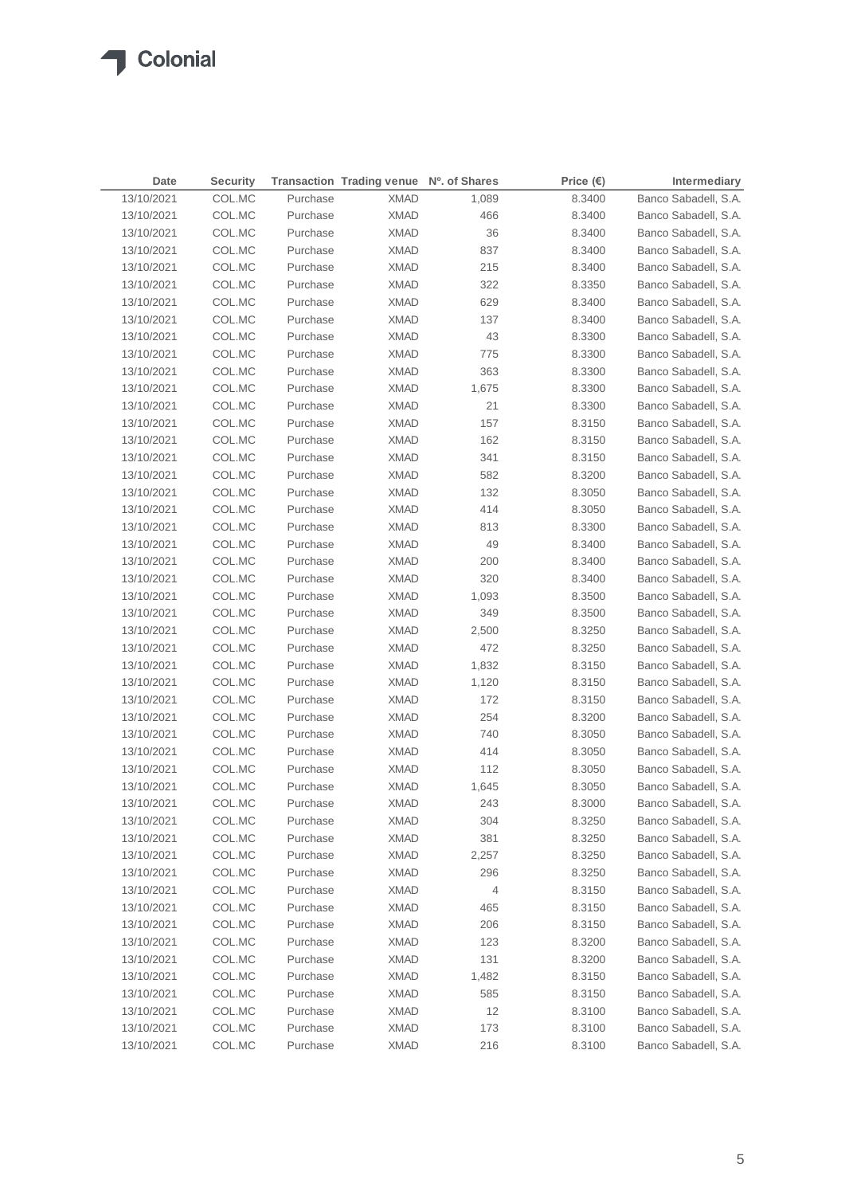| Date | Security | Transaction | Trading venue | Nº. of Shares | Price (€) | Intermediary |
|---|---|---|---|---|---|---|
| 13/10/2021 | COL.MC | Purchase | XMAD | 1,089 | 8.3400 | Banco Sabadell, S.A. |
| 13/10/2021 | COL.MC | Purchase | XMAD | 466 | 8.3400 | Banco Sabadell, S.A. |
| 13/10/2021 | COL.MC | Purchase | XMAD | 36 | 8.3400 | Banco Sabadell, S.A. |
| 13/10/2021 | COL.MC | Purchase | XMAD | 837 | 8.3400 | Banco Sabadell, S.A. |
| 13/10/2021 | COL.MC | Purchase | XMAD | 215 | 8.3400 | Banco Sabadell, S.A. |
| 13/10/2021 | COL.MC | Purchase | XMAD | 322 | 8.3350 | Banco Sabadell, S.A. |
| 13/10/2021 | COL.MC | Purchase | XMAD | 629 | 8.3400 | Banco Sabadell, S.A. |
| 13/10/2021 | COL.MC | Purchase | XMAD | 137 | 8.3400 | Banco Sabadell, S.A. |
| 13/10/2021 | COL.MC | Purchase | XMAD | 43 | 8.3300 | Banco Sabadell, S.A. |
| 13/10/2021 | COL.MC | Purchase | XMAD | 775 | 8.3300 | Banco Sabadell, S.A. |
| 13/10/2021 | COL.MC | Purchase | XMAD | 363 | 8.3300 | Banco Sabadell, S.A. |
| 13/10/2021 | COL.MC | Purchase | XMAD | 1,675 | 8.3300 | Banco Sabadell, S.A. |
| 13/10/2021 | COL.MC | Purchase | XMAD | 21 | 8.3300 | Banco Sabadell, S.A. |
| 13/10/2021 | COL.MC | Purchase | XMAD | 157 | 8.3150 | Banco Sabadell, S.A. |
| 13/10/2021 | COL.MC | Purchase | XMAD | 162 | 8.3150 | Banco Sabadell, S.A. |
| 13/10/2021 | COL.MC | Purchase | XMAD | 341 | 8.3150 | Banco Sabadell, S.A. |
| 13/10/2021 | COL.MC | Purchase | XMAD | 582 | 8.3200 | Banco Sabadell, S.A. |
| 13/10/2021 | COL.MC | Purchase | XMAD | 132 | 8.3050 | Banco Sabadell, S.A. |
| 13/10/2021 | COL.MC | Purchase | XMAD | 414 | 8.3050 | Banco Sabadell, S.A. |
| 13/10/2021 | COL.MC | Purchase | XMAD | 813 | 8.3300 | Banco Sabadell, S.A. |
| 13/10/2021 | COL.MC | Purchase | XMAD | 49 | 8.3400 | Banco Sabadell, S.A. |
| 13/10/2021 | COL.MC | Purchase | XMAD | 200 | 8.3400 | Banco Sabadell, S.A. |
| 13/10/2021 | COL.MC | Purchase | XMAD | 320 | 8.3400 | Banco Sabadell, S.A. |
| 13/10/2021 | COL.MC | Purchase | XMAD | 1,093 | 8.3500 | Banco Sabadell, S.A. |
| 13/10/2021 | COL.MC | Purchase | XMAD | 349 | 8.3500 | Banco Sabadell, S.A. |
| 13/10/2021 | COL.MC | Purchase | XMAD | 2,500 | 8.3250 | Banco Sabadell, S.A. |
| 13/10/2021 | COL.MC | Purchase | XMAD | 472 | 8.3250 | Banco Sabadell, S.A. |
| 13/10/2021 | COL.MC | Purchase | XMAD | 1,832 | 8.3150 | Banco Sabadell, S.A. |
| 13/10/2021 | COL.MC | Purchase | XMAD | 1,120 | 8.3150 | Banco Sabadell, S.A. |
| 13/10/2021 | COL.MC | Purchase | XMAD | 172 | 8.3150 | Banco Sabadell, S.A. |
| 13/10/2021 | COL.MC | Purchase | XMAD | 254 | 8.3200 | Banco Sabadell, S.A. |
| 13/10/2021 | COL.MC | Purchase | XMAD | 740 | 8.3050 | Banco Sabadell, S.A. |
| 13/10/2021 | COL.MC | Purchase | XMAD | 414 | 8.3050 | Banco Sabadell, S.A. |
| 13/10/2021 | COL.MC | Purchase | XMAD | 112 | 8.3050 | Banco Sabadell, S.A. |
| 13/10/2021 | COL.MC | Purchase | XMAD | 1,645 | 8.3050 | Banco Sabadell, S.A. |
| 13/10/2021 | COL.MC | Purchase | XMAD | 243 | 8.3000 | Banco Sabadell, S.A. |
| 13/10/2021 | COL.MC | Purchase | XMAD | 304 | 8.3250 | Banco Sabadell, S.A. |
| 13/10/2021 | COL.MC | Purchase | XMAD | 381 | 8.3250 | Banco Sabadell, S.A. |
| 13/10/2021 | COL.MC | Purchase | XMAD | 2,257 | 8.3250 | Banco Sabadell, S.A. |
| 13/10/2021 | COL.MC | Purchase | XMAD | 296 | 8.3250 | Banco Sabadell, S.A. |
| 13/10/2021 | COL.MC | Purchase | XMAD | 4 | 8.3150 | Banco Sabadell, S.A. |
| 13/10/2021 | COL.MC | Purchase | XMAD | 465 | 8.3150 | Banco Sabadell, S.A. |
| 13/10/2021 | COL.MC | Purchase | XMAD | 206 | 8.3150 | Banco Sabadell, S.A. |
| 13/10/2021 | COL.MC | Purchase | XMAD | 123 | 8.3200 | Banco Sabadell, S.A. |
| 13/10/2021 | COL.MC | Purchase | XMAD | 131 | 8.3200 | Banco Sabadell, S.A. |
| 13/10/2021 | COL.MC | Purchase | XMAD | 1,482 | 8.3150 | Banco Sabadell, S.A. |
| 13/10/2021 | COL.MC | Purchase | XMAD | 585 | 8.3150 | Banco Sabadell, S.A. |
| 13/10/2021 | COL.MC | Purchase | XMAD | 12 | 8.3100 | Banco Sabadell, S.A. |
| 13/10/2021 | COL.MC | Purchase | XMAD | 173 | 8.3100 | Banco Sabadell, S.A. |
| 13/10/2021 | COL.MC | Purchase | XMAD | 216 | 8.3100 | Banco Sabadell, S.A. |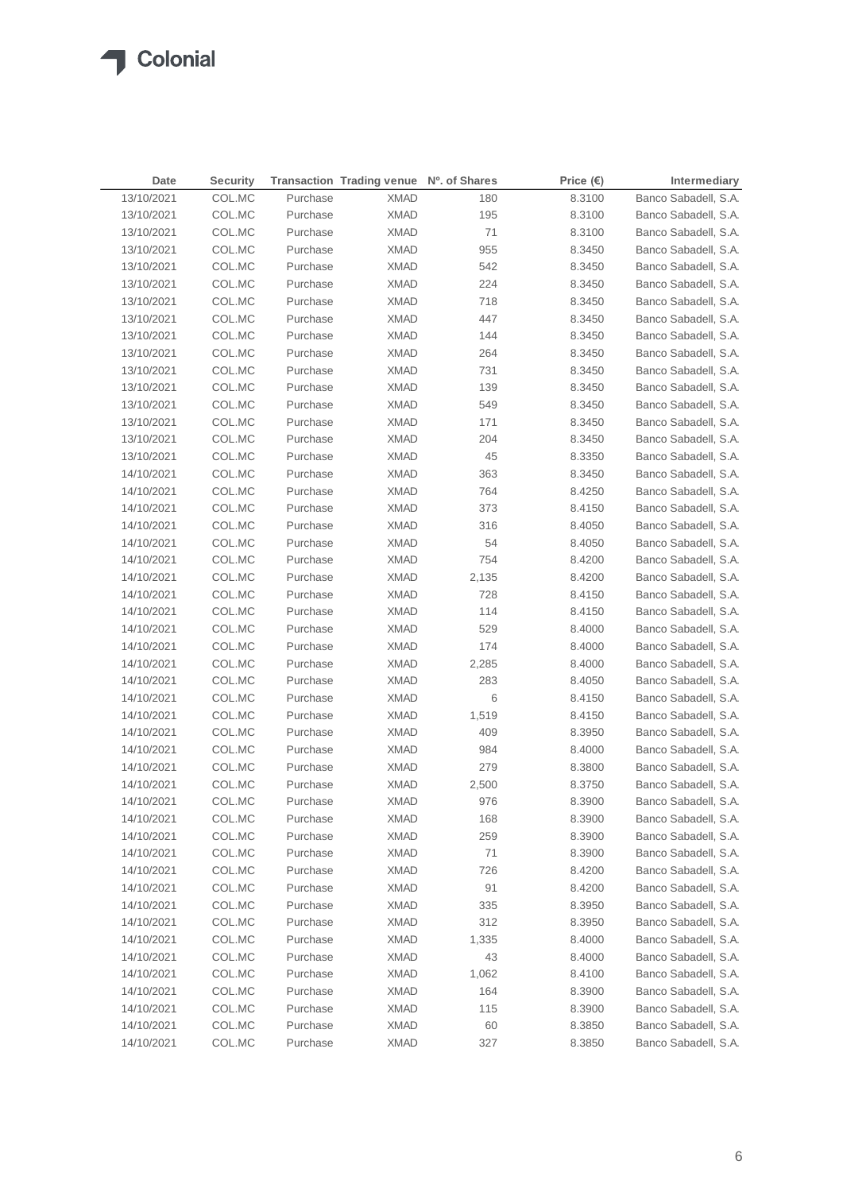| Date | Security | Transaction | Trading venue | Nº. of Shares | Price (€) | Intermediary |
|---|---|---|---|---|---|---|
| 13/10/2021 | COL.MC | Purchase | XMAD | 180 | 8.3100 | Banco Sabadell, S.A. |
| 13/10/2021 | COL.MC | Purchase | XMAD | 195 | 8.3100 | Banco Sabadell, S.A. |
| 13/10/2021 | COL.MC | Purchase | XMAD | 71 | 8.3100 | Banco Sabadell, S.A. |
| 13/10/2021 | COL.MC | Purchase | XMAD | 955 | 8.3450 | Banco Sabadell, S.A. |
| 13/10/2021 | COL.MC | Purchase | XMAD | 542 | 8.3450 | Banco Sabadell, S.A. |
| 13/10/2021 | COL.MC | Purchase | XMAD | 224 | 8.3450 | Banco Sabadell, S.A. |
| 13/10/2021 | COL.MC | Purchase | XMAD | 718 | 8.3450 | Banco Sabadell, S.A. |
| 13/10/2021 | COL.MC | Purchase | XMAD | 447 | 8.3450 | Banco Sabadell, S.A. |
| 13/10/2021 | COL.MC | Purchase | XMAD | 144 | 8.3450 | Banco Sabadell, S.A. |
| 13/10/2021 | COL.MC | Purchase | XMAD | 264 | 8.3450 | Banco Sabadell, S.A. |
| 13/10/2021 | COL.MC | Purchase | XMAD | 731 | 8.3450 | Banco Sabadell, S.A. |
| 13/10/2021 | COL.MC | Purchase | XMAD | 139 | 8.3450 | Banco Sabadell, S.A. |
| 13/10/2021 | COL.MC | Purchase | XMAD | 549 | 8.3450 | Banco Sabadell, S.A. |
| 13/10/2021 | COL.MC | Purchase | XMAD | 171 | 8.3450 | Banco Sabadell, S.A. |
| 13/10/2021 | COL.MC | Purchase | XMAD | 204 | 8.3450 | Banco Sabadell, S.A. |
| 13/10/2021 | COL.MC | Purchase | XMAD | 45 | 8.3350 | Banco Sabadell, S.A. |
| 14/10/2021 | COL.MC | Purchase | XMAD | 363 | 8.3450 | Banco Sabadell, S.A. |
| 14/10/2021 | COL.MC | Purchase | XMAD | 764 | 8.4250 | Banco Sabadell, S.A. |
| 14/10/2021 | COL.MC | Purchase | XMAD | 373 | 8.4150 | Banco Sabadell, S.A. |
| 14/10/2021 | COL.MC | Purchase | XMAD | 316 | 8.4050 | Banco Sabadell, S.A. |
| 14/10/2021 | COL.MC | Purchase | XMAD | 54 | 8.4050 | Banco Sabadell, S.A. |
| 14/10/2021 | COL.MC | Purchase | XMAD | 754 | 8.4200 | Banco Sabadell, S.A. |
| 14/10/2021 | COL.MC | Purchase | XMAD | 2,135 | 8.4200 | Banco Sabadell, S.A. |
| 14/10/2021 | COL.MC | Purchase | XMAD | 728 | 8.4150 | Banco Sabadell, S.A. |
| 14/10/2021 | COL.MC | Purchase | XMAD | 114 | 8.4150 | Banco Sabadell, S.A. |
| 14/10/2021 | COL.MC | Purchase | XMAD | 529 | 8.4000 | Banco Sabadell, S.A. |
| 14/10/2021 | COL.MC | Purchase | XMAD | 174 | 8.4000 | Banco Sabadell, S.A. |
| 14/10/2021 | COL.MC | Purchase | XMAD | 2,285 | 8.4000 | Banco Sabadell, S.A. |
| 14/10/2021 | COL.MC | Purchase | XMAD | 283 | 8.4050 | Banco Sabadell, S.A. |
| 14/10/2021 | COL.MC | Purchase | XMAD | 6 | 8.4150 | Banco Sabadell, S.A. |
| 14/10/2021 | COL.MC | Purchase | XMAD | 1,519 | 8.4150 | Banco Sabadell, S.A. |
| 14/10/2021 | COL.MC | Purchase | XMAD | 409 | 8.3950 | Banco Sabadell, S.A. |
| 14/10/2021 | COL.MC | Purchase | XMAD | 984 | 8.4000 | Banco Sabadell, S.A. |
| 14/10/2021 | COL.MC | Purchase | XMAD | 279 | 8.3800 | Banco Sabadell, S.A. |
| 14/10/2021 | COL.MC | Purchase | XMAD | 2,500 | 8.3750 | Banco Sabadell, S.A. |
| 14/10/2021 | COL.MC | Purchase | XMAD | 976 | 8.3900 | Banco Sabadell, S.A. |
| 14/10/2021 | COL.MC | Purchase | XMAD | 168 | 8.3900 | Banco Sabadell, S.A. |
| 14/10/2021 | COL.MC | Purchase | XMAD | 259 | 8.3900 | Banco Sabadell, S.A. |
| 14/10/2021 | COL.MC | Purchase | XMAD | 71 | 8.3900 | Banco Sabadell, S.A. |
| 14/10/2021 | COL.MC | Purchase | XMAD | 726 | 8.4200 | Banco Sabadell, S.A. |
| 14/10/2021 | COL.MC | Purchase | XMAD | 91 | 8.4200 | Banco Sabadell, S.A. |
| 14/10/2021 | COL.MC | Purchase | XMAD | 335 | 8.3950 | Banco Sabadell, S.A. |
| 14/10/2021 | COL.MC | Purchase | XMAD | 312 | 8.3950 | Banco Sabadell, S.A. |
| 14/10/2021 | COL.MC | Purchase | XMAD | 1,335 | 8.4000 | Banco Sabadell, S.A. |
| 14/10/2021 | COL.MC | Purchase | XMAD | 43 | 8.4000 | Banco Sabadell, S.A. |
| 14/10/2021 | COL.MC | Purchase | XMAD | 1,062 | 8.4100 | Banco Sabadell, S.A. |
| 14/10/2021 | COL.MC | Purchase | XMAD | 164 | 8.3900 | Banco Sabadell, S.A. |
| 14/10/2021 | COL.MC | Purchase | XMAD | 115 | 8.3900 | Banco Sabadell, S.A. |
| 14/10/2021 | COL.MC | Purchase | XMAD | 60 | 8.3850 | Banco Sabadell, S.A. |
| 14/10/2021 | COL.MC | Purchase | XMAD | 327 | 8.3850 | Banco Sabadell, S.A. |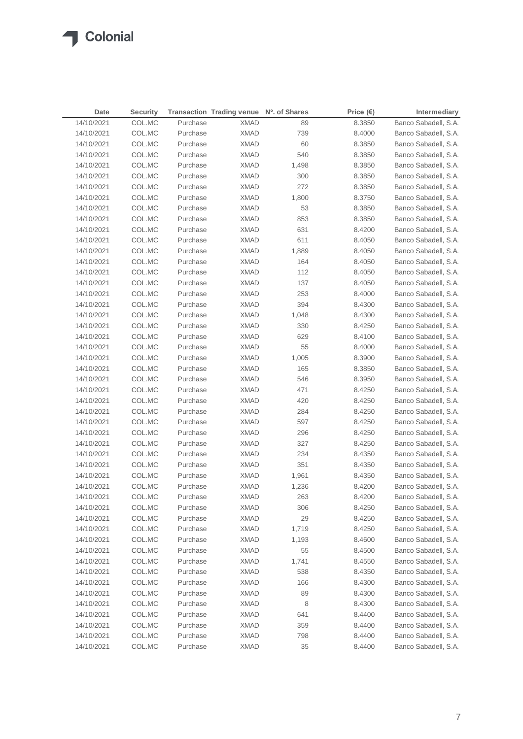| Date | Security | Transaction | Trading venue | Nº. of Shares | Price (€) | Intermediary |
|---|---|---|---|---|---|---|
| 14/10/2021 | COL.MC | Purchase | XMAD | 89 | 8.3850 | Banco Sabadell, S.A. |
| 14/10/2021 | COL.MC | Purchase | XMAD | 739 | 8.4000 | Banco Sabadell, S.A. |
| 14/10/2021 | COL.MC | Purchase | XMAD | 60 | 8.3850 | Banco Sabadell, S.A. |
| 14/10/2021 | COL.MC | Purchase | XMAD | 540 | 8.3850 | Banco Sabadell, S.A. |
| 14/10/2021 | COL.MC | Purchase | XMAD | 1,498 | 8.3850 | Banco Sabadell, S.A. |
| 14/10/2021 | COL.MC | Purchase | XMAD | 300 | 8.3850 | Banco Sabadell, S.A. |
| 14/10/2021 | COL.MC | Purchase | XMAD | 272 | 8.3850 | Banco Sabadell, S.A. |
| 14/10/2021 | COL.MC | Purchase | XMAD | 1,800 | 8.3750 | Banco Sabadell, S.A. |
| 14/10/2021 | COL.MC | Purchase | XMAD | 53 | 8.3850 | Banco Sabadell, S.A. |
| 14/10/2021 | COL.MC | Purchase | XMAD | 853 | 8.3850 | Banco Sabadell, S.A. |
| 14/10/2021 | COL.MC | Purchase | XMAD | 631 | 8.4200 | Banco Sabadell, S.A. |
| 14/10/2021 | COL.MC | Purchase | XMAD | 611 | 8.4050 | Banco Sabadell, S.A. |
| 14/10/2021 | COL.MC | Purchase | XMAD | 1,889 | 8.4050 | Banco Sabadell, S.A. |
| 14/10/2021 | COL.MC | Purchase | XMAD | 164 | 8.4050 | Banco Sabadell, S.A. |
| 14/10/2021 | COL.MC | Purchase | XMAD | 112 | 8.4050 | Banco Sabadell, S.A. |
| 14/10/2021 | COL.MC | Purchase | XMAD | 137 | 8.4050 | Banco Sabadell, S.A. |
| 14/10/2021 | COL.MC | Purchase | XMAD | 253 | 8.4000 | Banco Sabadell, S.A. |
| 14/10/2021 | COL.MC | Purchase | XMAD | 394 | 8.4300 | Banco Sabadell, S.A. |
| 14/10/2021 | COL.MC | Purchase | XMAD | 1,048 | 8.4300 | Banco Sabadell, S.A. |
| 14/10/2021 | COL.MC | Purchase | XMAD | 330 | 8.4250 | Banco Sabadell, S.A. |
| 14/10/2021 | COL.MC | Purchase | XMAD | 629 | 8.4100 | Banco Sabadell, S.A. |
| 14/10/2021 | COL.MC | Purchase | XMAD | 55 | 8.4000 | Banco Sabadell, S.A. |
| 14/10/2021 | COL.MC | Purchase | XMAD | 1,005 | 8.3900 | Banco Sabadell, S.A. |
| 14/10/2021 | COL.MC | Purchase | XMAD | 165 | 8.3850 | Banco Sabadell, S.A. |
| 14/10/2021 | COL.MC | Purchase | XMAD | 546 | 8.3950 | Banco Sabadell, S.A. |
| 14/10/2021 | COL.MC | Purchase | XMAD | 471 | 8.4250 | Banco Sabadell, S.A. |
| 14/10/2021 | COL.MC | Purchase | XMAD | 420 | 8.4250 | Banco Sabadell, S.A. |
| 14/10/2021 | COL.MC | Purchase | XMAD | 284 | 8.4250 | Banco Sabadell, S.A. |
| 14/10/2021 | COL.MC | Purchase | XMAD | 597 | 8.4250 | Banco Sabadell, S.A. |
| 14/10/2021 | COL.MC | Purchase | XMAD | 296 | 8.4250 | Banco Sabadell, S.A. |
| 14/10/2021 | COL.MC | Purchase | XMAD | 327 | 8.4250 | Banco Sabadell, S.A. |
| 14/10/2021 | COL.MC | Purchase | XMAD | 234 | 8.4350 | Banco Sabadell, S.A. |
| 14/10/2021 | COL.MC | Purchase | XMAD | 351 | 8.4350 | Banco Sabadell, S.A. |
| 14/10/2021 | COL.MC | Purchase | XMAD | 1,961 | 8.4350 | Banco Sabadell, S.A. |
| 14/10/2021 | COL.MC | Purchase | XMAD | 1,236 | 8.4200 | Banco Sabadell, S.A. |
| 14/10/2021 | COL.MC | Purchase | XMAD | 263 | 8.4200 | Banco Sabadell, S.A. |
| 14/10/2021 | COL.MC | Purchase | XMAD | 306 | 8.4250 | Banco Sabadell, S.A. |
| 14/10/2021 | COL.MC | Purchase | XMAD | 29 | 8.4250 | Banco Sabadell, S.A. |
| 14/10/2021 | COL.MC | Purchase | XMAD | 1,719 | 8.4250 | Banco Sabadell, S.A. |
| 14/10/2021 | COL.MC | Purchase | XMAD | 1,193 | 8.4600 | Banco Sabadell, S.A. |
| 14/10/2021 | COL.MC | Purchase | XMAD | 55 | 8.4500 | Banco Sabadell, S.A. |
| 14/10/2021 | COL.MC | Purchase | XMAD | 1,741 | 8.4550 | Banco Sabadell, S.A. |
| 14/10/2021 | COL.MC | Purchase | XMAD | 538 | 8.4350 | Banco Sabadell, S.A. |
| 14/10/2021 | COL.MC | Purchase | XMAD | 166 | 8.4300 | Banco Sabadell, S.A. |
| 14/10/2021 | COL.MC | Purchase | XMAD | 89 | 8.4300 | Banco Sabadell, S.A. |
| 14/10/2021 | COL.MC | Purchase | XMAD | 8 | 8.4300 | Banco Sabadell, S.A. |
| 14/10/2021 | COL.MC | Purchase | XMAD | 641 | 8.4400 | Banco Sabadell, S.A. |
| 14/10/2021 | COL.MC | Purchase | XMAD | 359 | 8.4400 | Banco Sabadell, S.A. |
| 14/10/2021 | COL.MC | Purchase | XMAD | 798 | 8.4400 | Banco Sabadell, S.A. |
| 14/10/2021 | COL.MC | Purchase | XMAD | 35 | 8.4400 | Banco Sabadell, S.A. |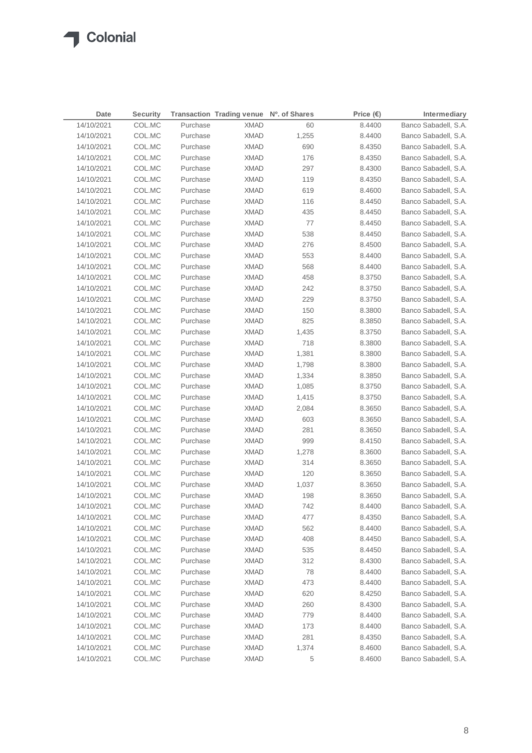| Date | Security | Transaction | Trading venue | Nº. of Shares | Price (€) | Intermediary |
|---|---|---|---|---|---|---|
| 14/10/2021 | COL.MC | Purchase | XMAD | 60 | 8.4400 | Banco Sabadell, S.A. |
| 14/10/2021 | COL.MC | Purchase | XMAD | 1,255 | 8.4400 | Banco Sabadell, S.A. |
| 14/10/2021 | COL.MC | Purchase | XMAD | 690 | 8.4350 | Banco Sabadell, S.A. |
| 14/10/2021 | COL.MC | Purchase | XMAD | 176 | 8.4350 | Banco Sabadell, S.A. |
| 14/10/2021 | COL.MC | Purchase | XMAD | 297 | 8.4300 | Banco Sabadell, S.A. |
| 14/10/2021 | COL.MC | Purchase | XMAD | 119 | 8.4350 | Banco Sabadell, S.A. |
| 14/10/2021 | COL.MC | Purchase | XMAD | 619 | 8.4600 | Banco Sabadell, S.A. |
| 14/10/2021 | COL.MC | Purchase | XMAD | 116 | 8.4450 | Banco Sabadell, S.A. |
| 14/10/2021 | COL.MC | Purchase | XMAD | 435 | 8.4450 | Banco Sabadell, S.A. |
| 14/10/2021 | COL.MC | Purchase | XMAD | 77 | 8.4450 | Banco Sabadell, S.A. |
| 14/10/2021 | COL.MC | Purchase | XMAD | 538 | 8.4450 | Banco Sabadell, S.A. |
| 14/10/2021 | COL.MC | Purchase | XMAD | 276 | 8.4500 | Banco Sabadell, S.A. |
| 14/10/2021 | COL.MC | Purchase | XMAD | 553 | 8.4400 | Banco Sabadell, S.A. |
| 14/10/2021 | COL.MC | Purchase | XMAD | 568 | 8.4400 | Banco Sabadell, S.A. |
| 14/10/2021 | COL.MC | Purchase | XMAD | 458 | 8.3750 | Banco Sabadell, S.A. |
| 14/10/2021 | COL.MC | Purchase | XMAD | 242 | 8.3750 | Banco Sabadell, S.A. |
| 14/10/2021 | COL.MC | Purchase | XMAD | 229 | 8.3750 | Banco Sabadell, S.A. |
| 14/10/2021 | COL.MC | Purchase | XMAD | 150 | 8.3800 | Banco Sabadell, S.A. |
| 14/10/2021 | COL.MC | Purchase | XMAD | 825 | 8.3850 | Banco Sabadell, S.A. |
| 14/10/2021 | COL.MC | Purchase | XMAD | 1,435 | 8.3750 | Banco Sabadell, S.A. |
| 14/10/2021 | COL.MC | Purchase | XMAD | 718 | 8.3800 | Banco Sabadell, S.A. |
| 14/10/2021 | COL.MC | Purchase | XMAD | 1,381 | 8.3800 | Banco Sabadell, S.A. |
| 14/10/2021 | COL.MC | Purchase | XMAD | 1,798 | 8.3800 | Banco Sabadell, S.A. |
| 14/10/2021 | COL.MC | Purchase | XMAD | 1,334 | 8.3850 | Banco Sabadell, S.A. |
| 14/10/2021 | COL.MC | Purchase | XMAD | 1,085 | 8.3750 | Banco Sabadell, S.A. |
| 14/10/2021 | COL.MC | Purchase | XMAD | 1,415 | 8.3750 | Banco Sabadell, S.A. |
| 14/10/2021 | COL.MC | Purchase | XMAD | 2,084 | 8.3650 | Banco Sabadell, S.A. |
| 14/10/2021 | COL.MC | Purchase | XMAD | 603 | 8.3650 | Banco Sabadell, S.A. |
| 14/10/2021 | COL.MC | Purchase | XMAD | 281 | 8.3650 | Banco Sabadell, S.A. |
| 14/10/2021 | COL.MC | Purchase | XMAD | 999 | 8.4150 | Banco Sabadell, S.A. |
| 14/10/2021 | COL.MC | Purchase | XMAD | 1,278 | 8.3600 | Banco Sabadell, S.A. |
| 14/10/2021 | COL.MC | Purchase | XMAD | 314 | 8.3650 | Banco Sabadell, S.A. |
| 14/10/2021 | COL.MC | Purchase | XMAD | 120 | 8.3650 | Banco Sabadell, S.A. |
| 14/10/2021 | COL.MC | Purchase | XMAD | 1,037 | 8.3650 | Banco Sabadell, S.A. |
| 14/10/2021 | COL.MC | Purchase | XMAD | 198 | 8.3650 | Banco Sabadell, S.A. |
| 14/10/2021 | COL.MC | Purchase | XMAD | 742 | 8.4400 | Banco Sabadell, S.A. |
| 14/10/2021 | COL.MC | Purchase | XMAD | 477 | 8.4350 | Banco Sabadell, S.A. |
| 14/10/2021 | COL.MC | Purchase | XMAD | 562 | 8.4400 | Banco Sabadell, S.A. |
| 14/10/2021 | COL.MC | Purchase | XMAD | 408 | 8.4450 | Banco Sabadell, S.A. |
| 14/10/2021 | COL.MC | Purchase | XMAD | 535 | 8.4450 | Banco Sabadell, S.A. |
| 14/10/2021 | COL.MC | Purchase | XMAD | 312 | 8.4300 | Banco Sabadell, S.A. |
| 14/10/2021 | COL.MC | Purchase | XMAD | 78 | 8.4400 | Banco Sabadell, S.A. |
| 14/10/2021 | COL.MC | Purchase | XMAD | 473 | 8.4400 | Banco Sabadell, S.A. |
| 14/10/2021 | COL.MC | Purchase | XMAD | 620 | 8.4250 | Banco Sabadell, S.A. |
| 14/10/2021 | COL.MC | Purchase | XMAD | 260 | 8.4300 | Banco Sabadell, S.A. |
| 14/10/2021 | COL.MC | Purchase | XMAD | 779 | 8.4400 | Banco Sabadell, S.A. |
| 14/10/2021 | COL.MC | Purchase | XMAD | 173 | 8.4400 | Banco Sabadell, S.A. |
| 14/10/2021 | COL.MC | Purchase | XMAD | 281 | 8.4350 | Banco Sabadell, S.A. |
| 14/10/2021 | COL.MC | Purchase | XMAD | 1,374 | 8.4600 | Banco Sabadell, S.A. |
| 14/10/2021 | COL.MC | Purchase | XMAD | 5 | 8.4600 | Banco Sabadell, S.A. |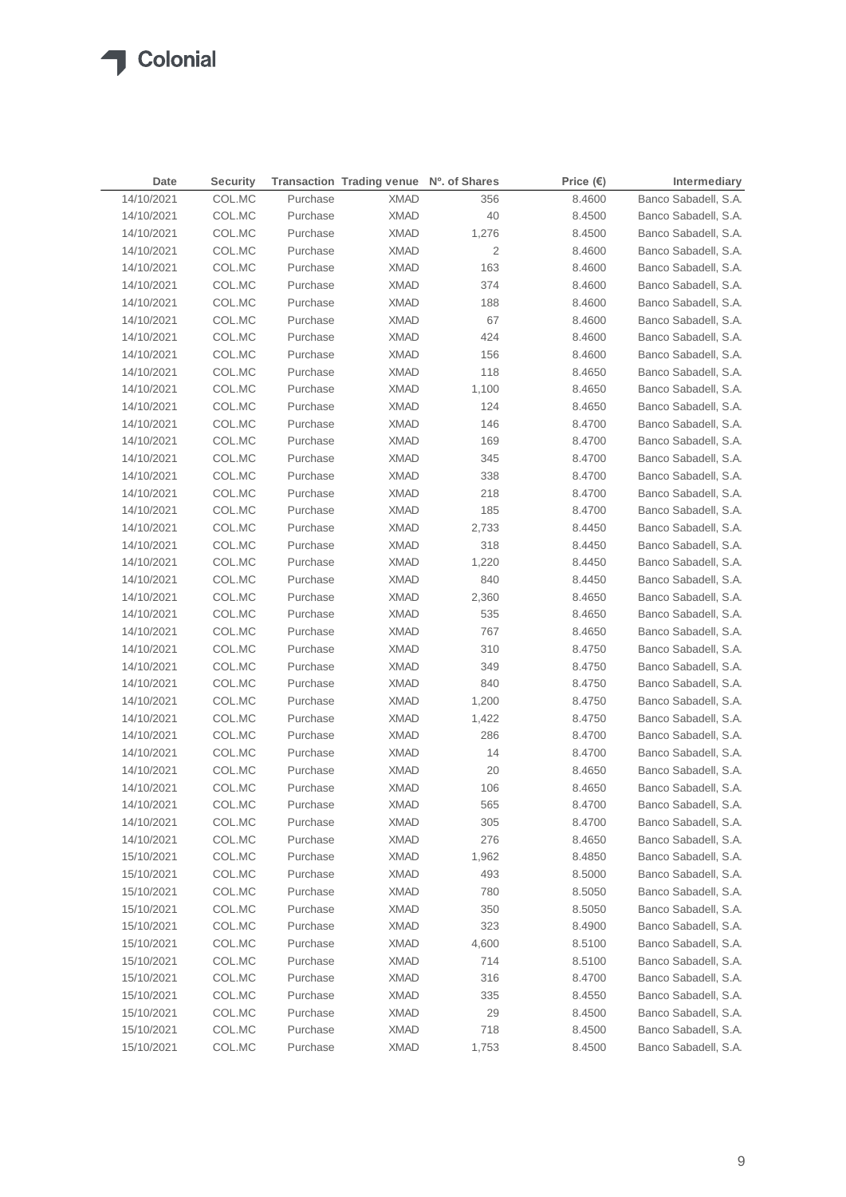| Date | Security | Transaction | Trading venue | Nº. of Shares | Price (€) | Intermediary |
|---|---|---|---|---|---|---|
| 14/10/2021 | COL.MC | Purchase | XMAD | 356 | 8.4600 | Banco Sabadell, S.A. |
| 14/10/2021 | COL.MC | Purchase | XMAD | 40 | 8.4500 | Banco Sabadell, S.A. |
| 14/10/2021 | COL.MC | Purchase | XMAD | 1,276 | 8.4500 | Banco Sabadell, S.A. |
| 14/10/2021 | COL.MC | Purchase | XMAD | 2 | 8.4600 | Banco Sabadell, S.A. |
| 14/10/2021 | COL.MC | Purchase | XMAD | 163 | 8.4600 | Banco Sabadell, S.A. |
| 14/10/2021 | COL.MC | Purchase | XMAD | 374 | 8.4600 | Banco Sabadell, S.A. |
| 14/10/2021 | COL.MC | Purchase | XMAD | 188 | 8.4600 | Banco Sabadell, S.A. |
| 14/10/2021 | COL.MC | Purchase | XMAD | 67 | 8.4600 | Banco Sabadell, S.A. |
| 14/10/2021 | COL.MC | Purchase | XMAD | 424 | 8.4600 | Banco Sabadell, S.A. |
| 14/10/2021 | COL.MC | Purchase | XMAD | 156 | 8.4600 | Banco Sabadell, S.A. |
| 14/10/2021 | COL.MC | Purchase | XMAD | 118 | 8.4650 | Banco Sabadell, S.A. |
| 14/10/2021 | COL.MC | Purchase | XMAD | 1,100 | 8.4650 | Banco Sabadell, S.A. |
| 14/10/2021 | COL.MC | Purchase | XMAD | 124 | 8.4650 | Banco Sabadell, S.A. |
| 14/10/2021 | COL.MC | Purchase | XMAD | 146 | 8.4700 | Banco Sabadell, S.A. |
| 14/10/2021 | COL.MC | Purchase | XMAD | 169 | 8.4700 | Banco Sabadell, S.A. |
| 14/10/2021 | COL.MC | Purchase | XMAD | 345 | 8.4700 | Banco Sabadell, S.A. |
| 14/10/2021 | COL.MC | Purchase | XMAD | 338 | 8.4700 | Banco Sabadell, S.A. |
| 14/10/2021 | COL.MC | Purchase | XMAD | 218 | 8.4700 | Banco Sabadell, S.A. |
| 14/10/2021 | COL.MC | Purchase | XMAD | 185 | 8.4700 | Banco Sabadell, S.A. |
| 14/10/2021 | COL.MC | Purchase | XMAD | 2,733 | 8.4450 | Banco Sabadell, S.A. |
| 14/10/2021 | COL.MC | Purchase | XMAD | 318 | 8.4450 | Banco Sabadell, S.A. |
| 14/10/2021 | COL.MC | Purchase | XMAD | 1,220 | 8.4450 | Banco Sabadell, S.A. |
| 14/10/2021 | COL.MC | Purchase | XMAD | 840 | 8.4450 | Banco Sabadell, S.A. |
| 14/10/2021 | COL.MC | Purchase | XMAD | 2,360 | 8.4650 | Banco Sabadell, S.A. |
| 14/10/2021 | COL.MC | Purchase | XMAD | 535 | 8.4650 | Banco Sabadell, S.A. |
| 14/10/2021 | COL.MC | Purchase | XMAD | 767 | 8.4650 | Banco Sabadell, S.A. |
| 14/10/2021 | COL.MC | Purchase | XMAD | 310 | 8.4750 | Banco Sabadell, S.A. |
| 14/10/2021 | COL.MC | Purchase | XMAD | 349 | 8.4750 | Banco Sabadell, S.A. |
| 14/10/2021 | COL.MC | Purchase | XMAD | 840 | 8.4750 | Banco Sabadell, S.A. |
| 14/10/2021 | COL.MC | Purchase | XMAD | 1,200 | 8.4750 | Banco Sabadell, S.A. |
| 14/10/2021 | COL.MC | Purchase | XMAD | 1,422 | 8.4750 | Banco Sabadell, S.A. |
| 14/10/2021 | COL.MC | Purchase | XMAD | 286 | 8.4700 | Banco Sabadell, S.A. |
| 14/10/2021 | COL.MC | Purchase | XMAD | 14 | 8.4700 | Banco Sabadell, S.A. |
| 14/10/2021 | COL.MC | Purchase | XMAD | 20 | 8.4650 | Banco Sabadell, S.A. |
| 14/10/2021 | COL.MC | Purchase | XMAD | 106 | 8.4650 | Banco Sabadell, S.A. |
| 14/10/2021 | COL.MC | Purchase | XMAD | 565 | 8.4700 | Banco Sabadell, S.A. |
| 14/10/2021 | COL.MC | Purchase | XMAD | 305 | 8.4700 | Banco Sabadell, S.A. |
| 14/10/2021 | COL.MC | Purchase | XMAD | 276 | 8.4650 | Banco Sabadell, S.A. |
| 15/10/2021 | COL.MC | Purchase | XMAD | 1,962 | 8.4850 | Banco Sabadell, S.A. |
| 15/10/2021 | COL.MC | Purchase | XMAD | 493 | 8.5000 | Banco Sabadell, S.A. |
| 15/10/2021 | COL.MC | Purchase | XMAD | 780 | 8.5050 | Banco Sabadell, S.A. |
| 15/10/2021 | COL.MC | Purchase | XMAD | 350 | 8.5050 | Banco Sabadell, S.A. |
| 15/10/2021 | COL.MC | Purchase | XMAD | 323 | 8.4900 | Banco Sabadell, S.A. |
| 15/10/2021 | COL.MC | Purchase | XMAD | 4,600 | 8.5100 | Banco Sabadell, S.A. |
| 15/10/2021 | COL.MC | Purchase | XMAD | 714 | 8.5100 | Banco Sabadell, S.A. |
| 15/10/2021 | COL.MC | Purchase | XMAD | 316 | 8.4700 | Banco Sabadell, S.A. |
| 15/10/2021 | COL.MC | Purchase | XMAD | 335 | 8.4550 | Banco Sabadell, S.A. |
| 15/10/2021 | COL.MC | Purchase | XMAD | 29 | 8.4500 | Banco Sabadell, S.A. |
| 15/10/2021 | COL.MC | Purchase | XMAD | 718 | 8.4500 | Banco Sabadell, S.A. |
| 15/10/2021 | COL.MC | Purchase | XMAD | 1,753 | 8.4500 | Banco Sabadell, S.A. |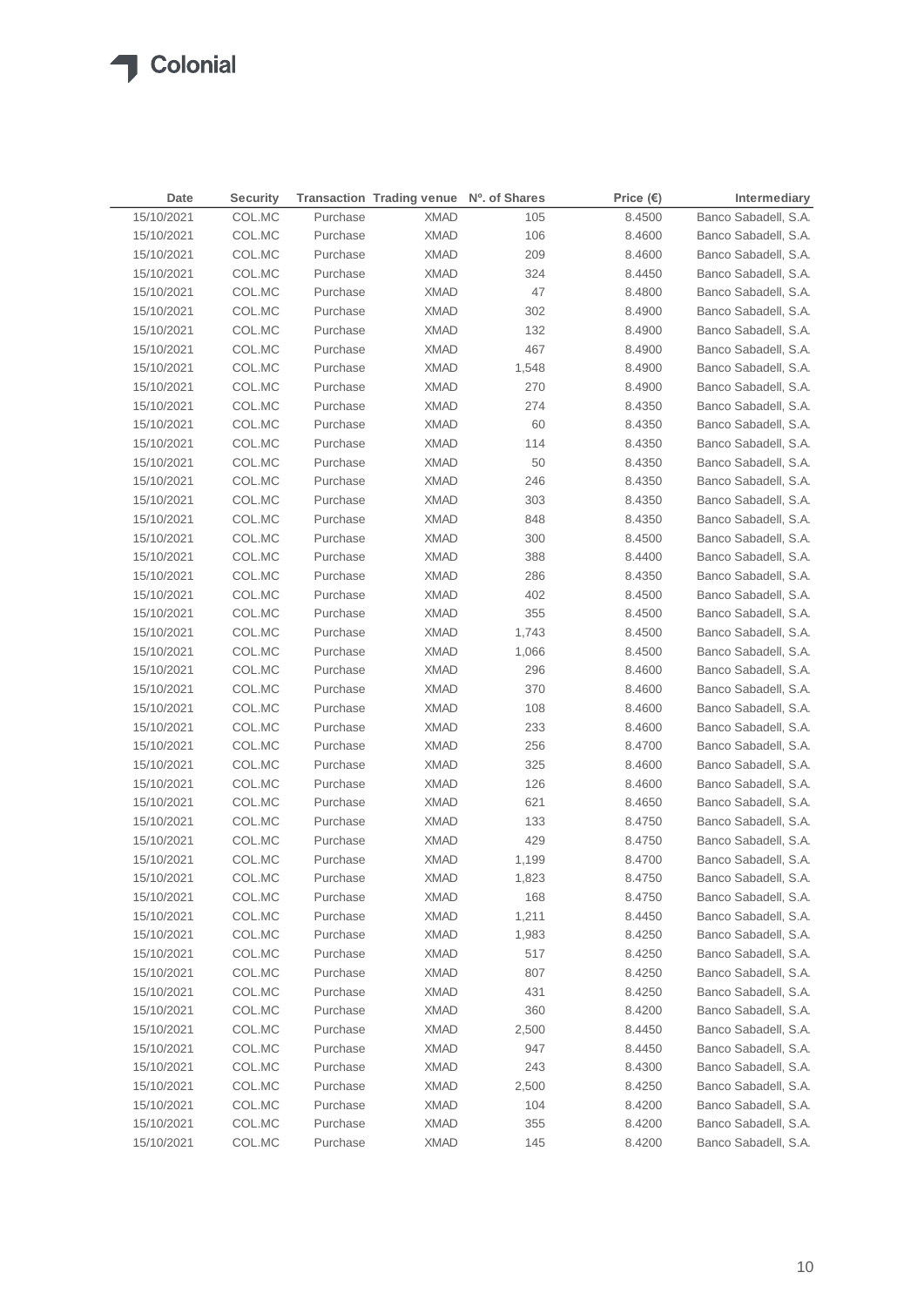| Date | Security | Transaction | Trading venue | Nº. of Shares | Price (€) | Intermediary |
|---|---|---|---|---|---|---|
| 15/10/2021 | COL.MC | Purchase | XMAD | 105 | 8.4500 | Banco Sabadell, S.A. |
| 15/10/2021 | COL.MC | Purchase | XMAD | 106 | 8.4600 | Banco Sabadell, S.A. |
| 15/10/2021 | COL.MC | Purchase | XMAD | 209 | 8.4600 | Banco Sabadell, S.A. |
| 15/10/2021 | COL.MC | Purchase | XMAD | 324 | 8.4450 | Banco Sabadell, S.A. |
| 15/10/2021 | COL.MC | Purchase | XMAD | 47 | 8.4800 | Banco Sabadell, S.A. |
| 15/10/2021 | COL.MC | Purchase | XMAD | 302 | 8.4900 | Banco Sabadell, S.A. |
| 15/10/2021 | COL.MC | Purchase | XMAD | 132 | 8.4900 | Banco Sabadell, S.A. |
| 15/10/2021 | COL.MC | Purchase | XMAD | 467 | 8.4900 | Banco Sabadell, S.A. |
| 15/10/2021 | COL.MC | Purchase | XMAD | 1,548 | 8.4900 | Banco Sabadell, S.A. |
| 15/10/2021 | COL.MC | Purchase | XMAD | 270 | 8.4900 | Banco Sabadell, S.A. |
| 15/10/2021 | COL.MC | Purchase | XMAD | 274 | 8.4350 | Banco Sabadell, S.A. |
| 15/10/2021 | COL.MC | Purchase | XMAD | 60 | 8.4350 | Banco Sabadell, S.A. |
| 15/10/2021 | COL.MC | Purchase | XMAD | 114 | 8.4350 | Banco Sabadell, S.A. |
| 15/10/2021 | COL.MC | Purchase | XMAD | 50 | 8.4350 | Banco Sabadell, S.A. |
| 15/10/2021 | COL.MC | Purchase | XMAD | 246 | 8.4350 | Banco Sabadell, S.A. |
| 15/10/2021 | COL.MC | Purchase | XMAD | 303 | 8.4350 | Banco Sabadell, S.A. |
| 15/10/2021 | COL.MC | Purchase | XMAD | 848 | 8.4350 | Banco Sabadell, S.A. |
| 15/10/2021 | COL.MC | Purchase | XMAD | 300 | 8.4500 | Banco Sabadell, S.A. |
| 15/10/2021 | COL.MC | Purchase | XMAD | 388 | 8.4400 | Banco Sabadell, S.A. |
| 15/10/2021 | COL.MC | Purchase | XMAD | 286 | 8.4350 | Banco Sabadell, S.A. |
| 15/10/2021 | COL.MC | Purchase | XMAD | 402 | 8.4500 | Banco Sabadell, S.A. |
| 15/10/2021 | COL.MC | Purchase | XMAD | 355 | 8.4500 | Banco Sabadell, S.A. |
| 15/10/2021 | COL.MC | Purchase | XMAD | 1,743 | 8.4500 | Banco Sabadell, S.A. |
| 15/10/2021 | COL.MC | Purchase | XMAD | 1,066 | 8.4500 | Banco Sabadell, S.A. |
| 15/10/2021 | COL.MC | Purchase | XMAD | 296 | 8.4600 | Banco Sabadell, S.A. |
| 15/10/2021 | COL.MC | Purchase | XMAD | 370 | 8.4600 | Banco Sabadell, S.A. |
| 15/10/2021 | COL.MC | Purchase | XMAD | 108 | 8.4600 | Banco Sabadell, S.A. |
| 15/10/2021 | COL.MC | Purchase | XMAD | 233 | 8.4600 | Banco Sabadell, S.A. |
| 15/10/2021 | COL.MC | Purchase | XMAD | 256 | 8.4700 | Banco Sabadell, S.A. |
| 15/10/2021 | COL.MC | Purchase | XMAD | 325 | 8.4600 | Banco Sabadell, S.A. |
| 15/10/2021 | COL.MC | Purchase | XMAD | 126 | 8.4600 | Banco Sabadell, S.A. |
| 15/10/2021 | COL.MC | Purchase | XMAD | 621 | 8.4650 | Banco Sabadell, S.A. |
| 15/10/2021 | COL.MC | Purchase | XMAD | 133 | 8.4750 | Banco Sabadell, S.A. |
| 15/10/2021 | COL.MC | Purchase | XMAD | 429 | 8.4750 | Banco Sabadell, S.A. |
| 15/10/2021 | COL.MC | Purchase | XMAD | 1,199 | 8.4700 | Banco Sabadell, S.A. |
| 15/10/2021 | COL.MC | Purchase | XMAD | 1,823 | 8.4750 | Banco Sabadell, S.A. |
| 15/10/2021 | COL.MC | Purchase | XMAD | 168 | 8.4750 | Banco Sabadell, S.A. |
| 15/10/2021 | COL.MC | Purchase | XMAD | 1,211 | 8.4450 | Banco Sabadell, S.A. |
| 15/10/2021 | COL.MC | Purchase | XMAD | 1,983 | 8.4250 | Banco Sabadell, S.A. |
| 15/10/2021 | COL.MC | Purchase | XMAD | 517 | 8.4250 | Banco Sabadell, S.A. |
| 15/10/2021 | COL.MC | Purchase | XMAD | 807 | 8.4250 | Banco Sabadell, S.A. |
| 15/10/2021 | COL.MC | Purchase | XMAD | 431 | 8.4250 | Banco Sabadell, S.A. |
| 15/10/2021 | COL.MC | Purchase | XMAD | 360 | 8.4200 | Banco Sabadell, S.A. |
| 15/10/2021 | COL.MC | Purchase | XMAD | 2,500 | 8.4450 | Banco Sabadell, S.A. |
| 15/10/2021 | COL.MC | Purchase | XMAD | 947 | 8.4450 | Banco Sabadell, S.A. |
| 15/10/2021 | COL.MC | Purchase | XMAD | 243 | 8.4300 | Banco Sabadell, S.A. |
| 15/10/2021 | COL.MC | Purchase | XMAD | 2,500 | 8.4250 | Banco Sabadell, S.A. |
| 15/10/2021 | COL.MC | Purchase | XMAD | 104 | 8.4200 | Banco Sabadell, S.A. |
| 15/10/2021 | COL.MC | Purchase | XMAD | 355 | 8.4200 | Banco Sabadell, S.A. |
| 15/10/2021 | COL.MC | Purchase | XMAD | 145 | 8.4200 | Banco Sabadell, S.A. |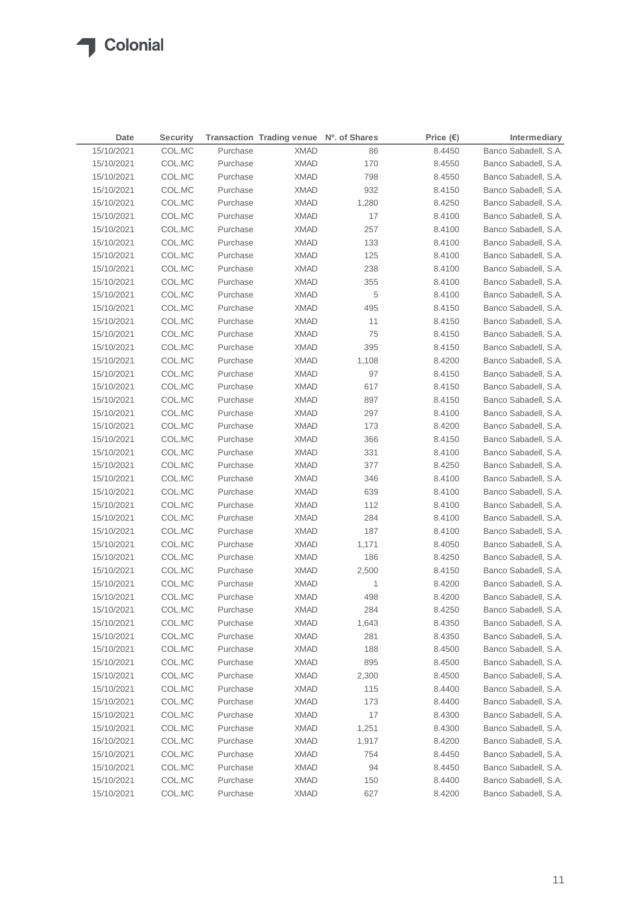| Date | Security | Transaction | Trading venue | Nº. of Shares | Price (€) | Intermediary |
|---|---|---|---|---|---|---|
| 15/10/2021 | COL.MC | Purchase | XMAD | 86 | 8.4450 | Banco Sabadell, S.A. |
| 15/10/2021 | COL.MC | Purchase | XMAD | 170 | 8.4550 | Banco Sabadell, S.A. |
| 15/10/2021 | COL.MC | Purchase | XMAD | 798 | 8.4550 | Banco Sabadell, S.A. |
| 15/10/2021 | COL.MC | Purchase | XMAD | 932 | 8.4150 | Banco Sabadell, S.A. |
| 15/10/2021 | COL.MC | Purchase | XMAD | 1,280 | 8.4250 | Banco Sabadell, S.A. |
| 15/10/2021 | COL.MC | Purchase | XMAD | 17 | 8.4100 | Banco Sabadell, S.A. |
| 15/10/2021 | COL.MC | Purchase | XMAD | 257 | 8.4100 | Banco Sabadell, S.A. |
| 15/10/2021 | COL.MC | Purchase | XMAD | 133 | 8.4100 | Banco Sabadell, S.A. |
| 15/10/2021 | COL.MC | Purchase | XMAD | 125 | 8.4100 | Banco Sabadell, S.A. |
| 15/10/2021 | COL.MC | Purchase | XMAD | 238 | 8.4100 | Banco Sabadell, S.A. |
| 15/10/2021 | COL.MC | Purchase | XMAD | 355 | 8.4100 | Banco Sabadell, S.A. |
| 15/10/2021 | COL.MC | Purchase | XMAD | 5 | 8.4100 | Banco Sabadell, S.A. |
| 15/10/2021 | COL.MC | Purchase | XMAD | 495 | 8.4150 | Banco Sabadell, S.A. |
| 15/10/2021 | COL.MC | Purchase | XMAD | 11 | 8.4150 | Banco Sabadell, S.A. |
| 15/10/2021 | COL.MC | Purchase | XMAD | 75 | 8.4150 | Banco Sabadell, S.A. |
| 15/10/2021 | COL.MC | Purchase | XMAD | 395 | 8.4150 | Banco Sabadell, S.A. |
| 15/10/2021 | COL.MC | Purchase | XMAD | 1,108 | 8.4200 | Banco Sabadell, S.A. |
| 15/10/2021 | COL.MC | Purchase | XMAD | 97 | 8.4150 | Banco Sabadell, S.A. |
| 15/10/2021 | COL.MC | Purchase | XMAD | 617 | 8.4150 | Banco Sabadell, S.A. |
| 15/10/2021 | COL.MC | Purchase | XMAD | 897 | 8.4150 | Banco Sabadell, S.A. |
| 15/10/2021 | COL.MC | Purchase | XMAD | 297 | 8.4100 | Banco Sabadell, S.A. |
| 15/10/2021 | COL.MC | Purchase | XMAD | 173 | 8.4200 | Banco Sabadell, S.A. |
| 15/10/2021 | COL.MC | Purchase | XMAD | 366 | 8.4150 | Banco Sabadell, S.A. |
| 15/10/2021 | COL.MC | Purchase | XMAD | 331 | 8.4100 | Banco Sabadell, S.A. |
| 15/10/2021 | COL.MC | Purchase | XMAD | 377 | 8.4250 | Banco Sabadell, S.A. |
| 15/10/2021 | COL.MC | Purchase | XMAD | 346 | 8.4100 | Banco Sabadell, S.A. |
| 15/10/2021 | COL.MC | Purchase | XMAD | 639 | 8.4100 | Banco Sabadell, S.A. |
| 15/10/2021 | COL.MC | Purchase | XMAD | 112 | 8.4100 | Banco Sabadell, S.A. |
| 15/10/2021 | COL.MC | Purchase | XMAD | 284 | 8.4100 | Banco Sabadell, S.A. |
| 15/10/2021 | COL.MC | Purchase | XMAD | 187 | 8.4100 | Banco Sabadell, S.A. |
| 15/10/2021 | COL.MC | Purchase | XMAD | 1,171 | 8.4050 | Banco Sabadell, S.A. |
| 15/10/2021 | COL.MC | Purchase | XMAD | 186 | 8.4250 | Banco Sabadell, S.A. |
| 15/10/2021 | COL.MC | Purchase | XMAD | 2,500 | 8.4150 | Banco Sabadell, S.A. |
| 15/10/2021 | COL.MC | Purchase | XMAD | 1 | 8.4200 | Banco Sabadell, S.A. |
| 15/10/2021 | COL.MC | Purchase | XMAD | 498 | 8.4200 | Banco Sabadell, S.A. |
| 15/10/2021 | COL.MC | Purchase | XMAD | 284 | 8.4250 | Banco Sabadell, S.A. |
| 15/10/2021 | COL.MC | Purchase | XMAD | 1,643 | 8.4350 | Banco Sabadell, S.A. |
| 15/10/2021 | COL.MC | Purchase | XMAD | 281 | 8.4350 | Banco Sabadell, S.A. |
| 15/10/2021 | COL.MC | Purchase | XMAD | 188 | 8.4500 | Banco Sabadell, S.A. |
| 15/10/2021 | COL.MC | Purchase | XMAD | 895 | 8.4500 | Banco Sabadell, S.A. |
| 15/10/2021 | COL.MC | Purchase | XMAD | 2,300 | 8.4500 | Banco Sabadell, S.A. |
| 15/10/2021 | COL.MC | Purchase | XMAD | 115 | 8.4400 | Banco Sabadell, S.A. |
| 15/10/2021 | COL.MC | Purchase | XMAD | 173 | 8.4400 | Banco Sabadell, S.A. |
| 15/10/2021 | COL.MC | Purchase | XMAD | 17 | 8.4300 | Banco Sabadell, S.A. |
| 15/10/2021 | COL.MC | Purchase | XMAD | 1,251 | 8.4300 | Banco Sabadell, S.A. |
| 15/10/2021 | COL.MC | Purchase | XMAD | 1,917 | 8.4200 | Banco Sabadell, S.A. |
| 15/10/2021 | COL.MC | Purchase | XMAD | 754 | 8.4450 | Banco Sabadell, S.A. |
| 15/10/2021 | COL.MC | Purchase | XMAD | 94 | 8.4450 | Banco Sabadell, S.A. |
| 15/10/2021 | COL.MC | Purchase | XMAD | 150 | 8.4400 | Banco Sabadell, S.A. |
| 15/10/2021 | COL.MC | Purchase | XMAD | 627 | 8.4200 | Banco Sabadell, S.A. |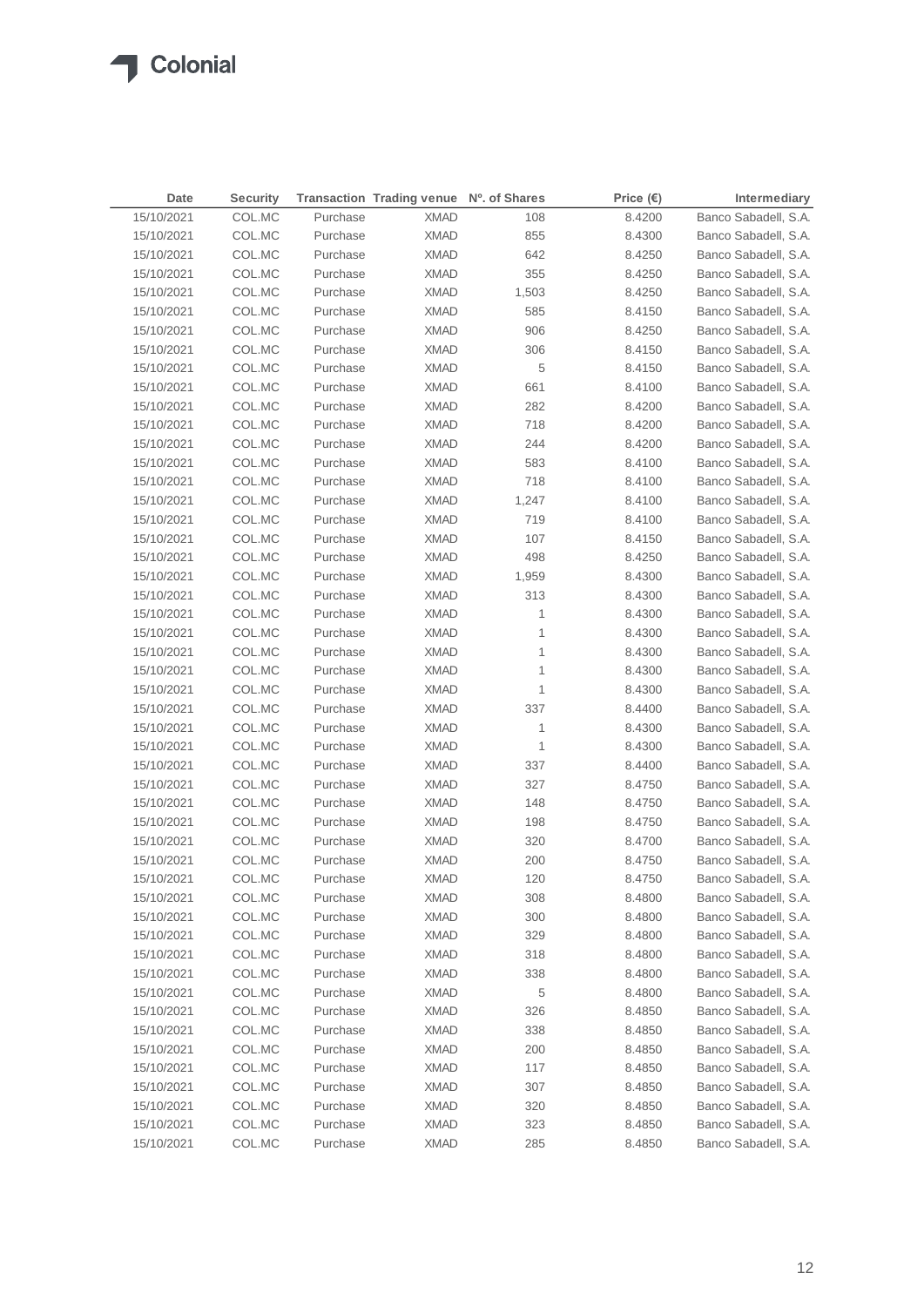| Date | Security | Transaction | Trading venue | Nº. of Shares | Price (€) | Intermediary |
|---|---|---|---|---|---|---|
| 15/10/2021 | COL.MC | Purchase | XMAD | 108 | 8.4200 | Banco Sabadell, S.A. |
| 15/10/2021 | COL.MC | Purchase | XMAD | 855 | 8.4300 | Banco Sabadell, S.A. |
| 15/10/2021 | COL.MC | Purchase | XMAD | 642 | 8.4250 | Banco Sabadell, S.A. |
| 15/10/2021 | COL.MC | Purchase | XMAD | 355 | 8.4250 | Banco Sabadell, S.A. |
| 15/10/2021 | COL.MC | Purchase | XMAD | 1,503 | 8.4250 | Banco Sabadell, S.A. |
| 15/10/2021 | COL.MC | Purchase | XMAD | 585 | 8.4150 | Banco Sabadell, S.A. |
| 15/10/2021 | COL.MC | Purchase | XMAD | 906 | 8.4250 | Banco Sabadell, S.A. |
| 15/10/2021 | COL.MC | Purchase | XMAD | 306 | 8.4150 | Banco Sabadell, S.A. |
| 15/10/2021 | COL.MC | Purchase | XMAD | 5 | 8.4150 | Banco Sabadell, S.A. |
| 15/10/2021 | COL.MC | Purchase | XMAD | 661 | 8.4100 | Banco Sabadell, S.A. |
| 15/10/2021 | COL.MC | Purchase | XMAD | 282 | 8.4200 | Banco Sabadell, S.A. |
| 15/10/2021 | COL.MC | Purchase | XMAD | 718 | 8.4200 | Banco Sabadell, S.A. |
| 15/10/2021 | COL.MC | Purchase | XMAD | 244 | 8.4200 | Banco Sabadell, S.A. |
| 15/10/2021 | COL.MC | Purchase | XMAD | 583 | 8.4100 | Banco Sabadell, S.A. |
| 15/10/2021 | COL.MC | Purchase | XMAD | 718 | 8.4100 | Banco Sabadell, S.A. |
| 15/10/2021 | COL.MC | Purchase | XMAD | 1,247 | 8.4100 | Banco Sabadell, S.A. |
| 15/10/2021 | COL.MC | Purchase | XMAD | 719 | 8.4100 | Banco Sabadell, S.A. |
| 15/10/2021 | COL.MC | Purchase | XMAD | 107 | 8.4150 | Banco Sabadell, S.A. |
| 15/10/2021 | COL.MC | Purchase | XMAD | 498 | 8.4250 | Banco Sabadell, S.A. |
| 15/10/2021 | COL.MC | Purchase | XMAD | 1,959 | 8.4300 | Banco Sabadell, S.A. |
| 15/10/2021 | COL.MC | Purchase | XMAD | 313 | 8.4300 | Banco Sabadell, S.A. |
| 15/10/2021 | COL.MC | Purchase | XMAD | 1 | 8.4300 | Banco Sabadell, S.A. |
| 15/10/2021 | COL.MC | Purchase | XMAD | 1 | 8.4300 | Banco Sabadell, S.A. |
| 15/10/2021 | COL.MC | Purchase | XMAD | 1 | 8.4300 | Banco Sabadell, S.A. |
| 15/10/2021 | COL.MC | Purchase | XMAD | 1 | 8.4300 | Banco Sabadell, S.A. |
| 15/10/2021 | COL.MC | Purchase | XMAD | 1 | 8.4300 | Banco Sabadell, S.A. |
| 15/10/2021 | COL.MC | Purchase | XMAD | 337 | 8.4400 | Banco Sabadell, S.A. |
| 15/10/2021 | COL.MC | Purchase | XMAD | 1 | 8.4300 | Banco Sabadell, S.A. |
| 15/10/2021 | COL.MC | Purchase | XMAD | 1 | 8.4300 | Banco Sabadell, S.A. |
| 15/10/2021 | COL.MC | Purchase | XMAD | 337 | 8.4400 | Banco Sabadell, S.A. |
| 15/10/2021 | COL.MC | Purchase | XMAD | 327 | 8.4750 | Banco Sabadell, S.A. |
| 15/10/2021 | COL.MC | Purchase | XMAD | 148 | 8.4750 | Banco Sabadell, S.A. |
| 15/10/2021 | COL.MC | Purchase | XMAD | 198 | 8.4750 | Banco Sabadell, S.A. |
| 15/10/2021 | COL.MC | Purchase | XMAD | 320 | 8.4700 | Banco Sabadell, S.A. |
| 15/10/2021 | COL.MC | Purchase | XMAD | 200 | 8.4750 | Banco Sabadell, S.A. |
| 15/10/2021 | COL.MC | Purchase | XMAD | 120 | 8.4750 | Banco Sabadell, S.A. |
| 15/10/2021 | COL.MC | Purchase | XMAD | 308 | 8.4800 | Banco Sabadell, S.A. |
| 15/10/2021 | COL.MC | Purchase | XMAD | 300 | 8.4800 | Banco Sabadell, S.A. |
| 15/10/2021 | COL.MC | Purchase | XMAD | 329 | 8.4800 | Banco Sabadell, S.A. |
| 15/10/2021 | COL.MC | Purchase | XMAD | 318 | 8.4800 | Banco Sabadell, S.A. |
| 15/10/2021 | COL.MC | Purchase | XMAD | 338 | 8.4800 | Banco Sabadell, S.A. |
| 15/10/2021 | COL.MC | Purchase | XMAD | 5 | 8.4800 | Banco Sabadell, S.A. |
| 15/10/2021 | COL.MC | Purchase | XMAD | 326 | 8.4850 | Banco Sabadell, S.A. |
| 15/10/2021 | COL.MC | Purchase | XMAD | 338 | 8.4850 | Banco Sabadell, S.A. |
| 15/10/2021 | COL.MC | Purchase | XMAD | 200 | 8.4850 | Banco Sabadell, S.A. |
| 15/10/2021 | COL.MC | Purchase | XMAD | 117 | 8.4850 | Banco Sabadell, S.A. |
| 15/10/2021 | COL.MC | Purchase | XMAD | 307 | 8.4850 | Banco Sabadell, S.A. |
| 15/10/2021 | COL.MC | Purchase | XMAD | 320 | 8.4850 | Banco Sabadell, S.A. |
| 15/10/2021 | COL.MC | Purchase | XMAD | 323 | 8.4850 | Banco Sabadell, S.A. |
| 15/10/2021 | COL.MC | Purchase | XMAD | 285 | 8.4850 | Banco Sabadell, S.A. |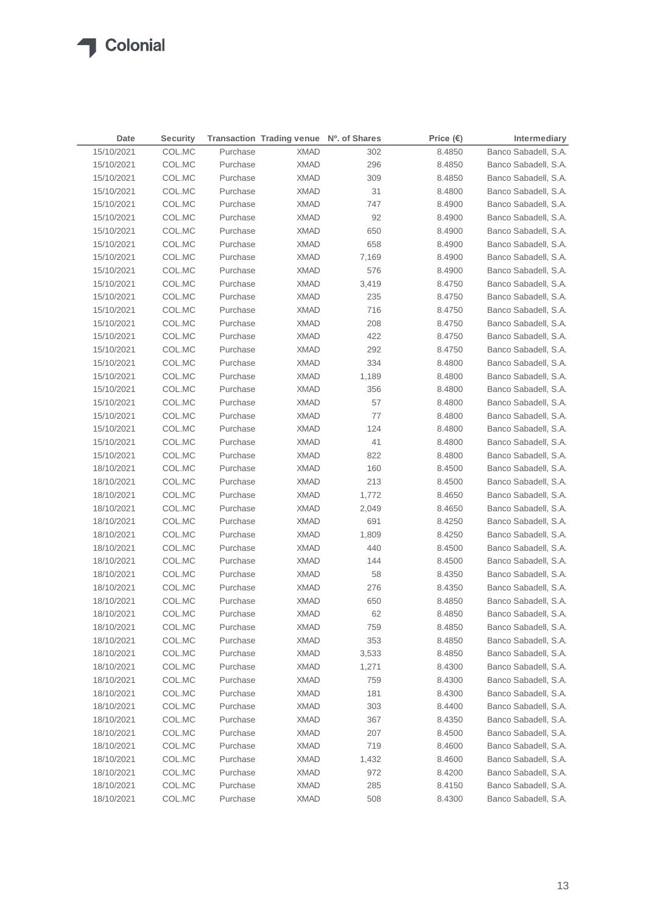| Date | Security | Transaction | Trading venue | Nº. of Shares | Price (€) | Intermediary |
|---|---|---|---|---|---|---|
| 15/10/2021 | COL.MC | Purchase | XMAD | 302 | 8.4850 | Banco Sabadell, S.A. |
| 15/10/2021 | COL.MC | Purchase | XMAD | 296 | 8.4850 | Banco Sabadell, S.A. |
| 15/10/2021 | COL.MC | Purchase | XMAD | 309 | 8.4850 | Banco Sabadell, S.A. |
| 15/10/2021 | COL.MC | Purchase | XMAD | 31 | 8.4800 | Banco Sabadell, S.A. |
| 15/10/2021 | COL.MC | Purchase | XMAD | 747 | 8.4900 | Banco Sabadell, S.A. |
| 15/10/2021 | COL.MC | Purchase | XMAD | 92 | 8.4900 | Banco Sabadell, S.A. |
| 15/10/2021 | COL.MC | Purchase | XMAD | 650 | 8.4900 | Banco Sabadell, S.A. |
| 15/10/2021 | COL.MC | Purchase | XMAD | 658 | 8.4900 | Banco Sabadell, S.A. |
| 15/10/2021 | COL.MC | Purchase | XMAD | 7,169 | 8.4900 | Banco Sabadell, S.A. |
| 15/10/2021 | COL.MC | Purchase | XMAD | 576 | 8.4900 | Banco Sabadell, S.A. |
| 15/10/2021 | COL.MC | Purchase | XMAD | 3,419 | 8.4750 | Banco Sabadell, S.A. |
| 15/10/2021 | COL.MC | Purchase | XMAD | 235 | 8.4750 | Banco Sabadell, S.A. |
| 15/10/2021 | COL.MC | Purchase | XMAD | 716 | 8.4750 | Banco Sabadell, S.A. |
| 15/10/2021 | COL.MC | Purchase | XMAD | 208 | 8.4750 | Banco Sabadell, S.A. |
| 15/10/2021 | COL.MC | Purchase | XMAD | 422 | 8.4750 | Banco Sabadell, S.A. |
| 15/10/2021 | COL.MC | Purchase | XMAD | 292 | 8.4750 | Banco Sabadell, S.A. |
| 15/10/2021 | COL.MC | Purchase | XMAD | 334 | 8.4800 | Banco Sabadell, S.A. |
| 15/10/2021 | COL.MC | Purchase | XMAD | 1,189 | 8.4800 | Banco Sabadell, S.A. |
| 15/10/2021 | COL.MC | Purchase | XMAD | 356 | 8.4800 | Banco Sabadell, S.A. |
| 15/10/2021 | COL.MC | Purchase | XMAD | 57 | 8.4800 | Banco Sabadell, S.A. |
| 15/10/2021 | COL.MC | Purchase | XMAD | 77 | 8.4800 | Banco Sabadell, S.A. |
| 15/10/2021 | COL.MC | Purchase | XMAD | 124 | 8.4800 | Banco Sabadell, S.A. |
| 15/10/2021 | COL.MC | Purchase | XMAD | 41 | 8.4800 | Banco Sabadell, S.A. |
| 15/10/2021 | COL.MC | Purchase | XMAD | 822 | 8.4800 | Banco Sabadell, S.A. |
| 18/10/2021 | COL.MC | Purchase | XMAD | 160 | 8.4500 | Banco Sabadell, S.A. |
| 18/10/2021 | COL.MC | Purchase | XMAD | 213 | 8.4500 | Banco Sabadell, S.A. |
| 18/10/2021 | COL.MC | Purchase | XMAD | 1,772 | 8.4650 | Banco Sabadell, S.A. |
| 18/10/2021 | COL.MC | Purchase | XMAD | 2,049 | 8.4650 | Banco Sabadell, S.A. |
| 18/10/2021 | COL.MC | Purchase | XMAD | 691 | 8.4250 | Banco Sabadell, S.A. |
| 18/10/2021 | COL.MC | Purchase | XMAD | 1,809 | 8.4250 | Banco Sabadell, S.A. |
| 18/10/2021 | COL.MC | Purchase | XMAD | 440 | 8.4500 | Banco Sabadell, S.A. |
| 18/10/2021 | COL.MC | Purchase | XMAD | 144 | 8.4500 | Banco Sabadell, S.A. |
| 18/10/2021 | COL.MC | Purchase | XMAD | 58 | 8.4350 | Banco Sabadell, S.A. |
| 18/10/2021 | COL.MC | Purchase | XMAD | 276 | 8.4350 | Banco Sabadell, S.A. |
| 18/10/2021 | COL.MC | Purchase | XMAD | 650 | 8.4850 | Banco Sabadell, S.A. |
| 18/10/2021 | COL.MC | Purchase | XMAD | 62 | 8.4850 | Banco Sabadell, S.A. |
| 18/10/2021 | COL.MC | Purchase | XMAD | 759 | 8.4850 | Banco Sabadell, S.A. |
| 18/10/2021 | COL.MC | Purchase | XMAD | 353 | 8.4850 | Banco Sabadell, S.A. |
| 18/10/2021 | COL.MC | Purchase | XMAD | 3,533 | 8.4850 | Banco Sabadell, S.A. |
| 18/10/2021 | COL.MC | Purchase | XMAD | 1,271 | 8.4300 | Banco Sabadell, S.A. |
| 18/10/2021 | COL.MC | Purchase | XMAD | 759 | 8.4300 | Banco Sabadell, S.A. |
| 18/10/2021 | COL.MC | Purchase | XMAD | 181 | 8.4300 | Banco Sabadell, S.A. |
| 18/10/2021 | COL.MC | Purchase | XMAD | 303 | 8.4400 | Banco Sabadell, S.A. |
| 18/10/2021 | COL.MC | Purchase | XMAD | 367 | 8.4350 | Banco Sabadell, S.A. |
| 18/10/2021 | COL.MC | Purchase | XMAD | 207 | 8.4500 | Banco Sabadell, S.A. |
| 18/10/2021 | COL.MC | Purchase | XMAD | 719 | 8.4600 | Banco Sabadell, S.A. |
| 18/10/2021 | COL.MC | Purchase | XMAD | 1,432 | 8.4600 | Banco Sabadell, S.A. |
| 18/10/2021 | COL.MC | Purchase | XMAD | 972 | 8.4200 | Banco Sabadell, S.A. |
| 18/10/2021 | COL.MC | Purchase | XMAD | 285 | 8.4150 | Banco Sabadell, S.A. |
| 18/10/2021 | COL.MC | Purchase | XMAD | 508 | 8.4300 | Banco Sabadell, S.A. |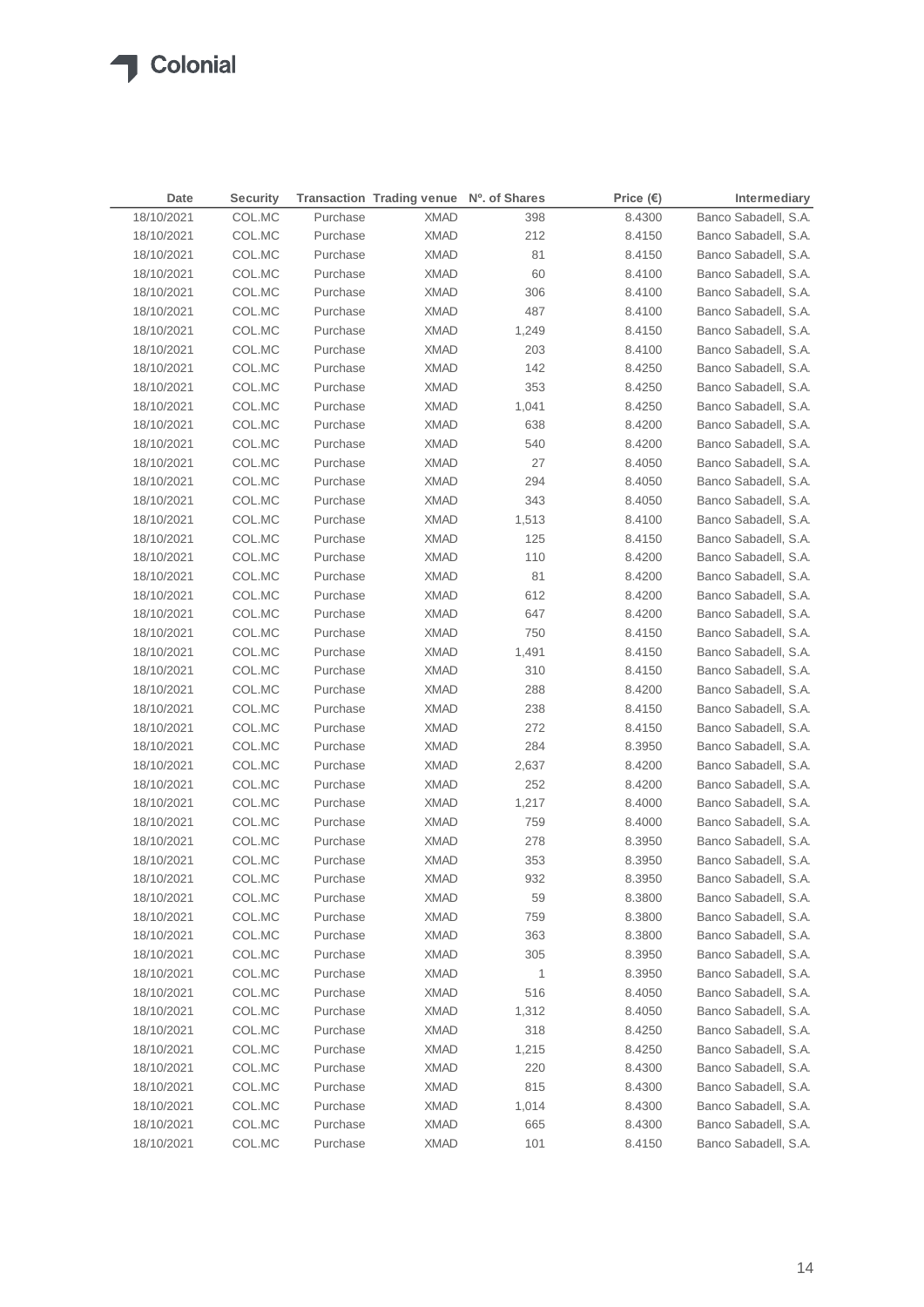Colonial

| Date | Security | Transaction | Trading venue | Nº. of Shares | Price (€) | Intermediary |
|---|---|---|---|---|---|---|
| 18/10/2021 | COL.MC | Purchase | XMAD | 398 | 8.4300 | Banco Sabadell, S.A. |
| 18/10/2021 | COL.MC | Purchase | XMAD | 212 | 8.4150 | Banco Sabadell, S.A. |
| 18/10/2021 | COL.MC | Purchase | XMAD | 81 | 8.4150 | Banco Sabadell, S.A. |
| 18/10/2021 | COL.MC | Purchase | XMAD | 60 | 8.4100 | Banco Sabadell, S.A. |
| 18/10/2021 | COL.MC | Purchase | XMAD | 306 | 8.4100 | Banco Sabadell, S.A. |
| 18/10/2021 | COL.MC | Purchase | XMAD | 487 | 8.4100 | Banco Sabadell, S.A. |
| 18/10/2021 | COL.MC | Purchase | XMAD | 1,249 | 8.4150 | Banco Sabadell, S.A. |
| 18/10/2021 | COL.MC | Purchase | XMAD | 203 | 8.4100 | Banco Sabadell, S.A. |
| 18/10/2021 | COL.MC | Purchase | XMAD | 142 | 8.4250 | Banco Sabadell, S.A. |
| 18/10/2021 | COL.MC | Purchase | XMAD | 353 | 8.4250 | Banco Sabadell, S.A. |
| 18/10/2021 | COL.MC | Purchase | XMAD | 1,041 | 8.4250 | Banco Sabadell, S.A. |
| 18/10/2021 | COL.MC | Purchase | XMAD | 638 | 8.4200 | Banco Sabadell, S.A. |
| 18/10/2021 | COL.MC | Purchase | XMAD | 540 | 8.4200 | Banco Sabadell, S.A. |
| 18/10/2021 | COL.MC | Purchase | XMAD | 27 | 8.4050 | Banco Sabadell, S.A. |
| 18/10/2021 | COL.MC | Purchase | XMAD | 294 | 8.4050 | Banco Sabadell, S.A. |
| 18/10/2021 | COL.MC | Purchase | XMAD | 343 | 8.4050 | Banco Sabadell, S.A. |
| 18/10/2021 | COL.MC | Purchase | XMAD | 1,513 | 8.4100 | Banco Sabadell, S.A. |
| 18/10/2021 | COL.MC | Purchase | XMAD | 125 | 8.4150 | Banco Sabadell, S.A. |
| 18/10/2021 | COL.MC | Purchase | XMAD | 110 | 8.4200 | Banco Sabadell, S.A. |
| 18/10/2021 | COL.MC | Purchase | XMAD | 81 | 8.4200 | Banco Sabadell, S.A. |
| 18/10/2021 | COL.MC | Purchase | XMAD | 612 | 8.4200 | Banco Sabadell, S.A. |
| 18/10/2021 | COL.MC | Purchase | XMAD | 647 | 8.4200 | Banco Sabadell, S.A. |
| 18/10/2021 | COL.MC | Purchase | XMAD | 750 | 8.4150 | Banco Sabadell, S.A. |
| 18/10/2021 | COL.MC | Purchase | XMAD | 1,491 | 8.4150 | Banco Sabadell, S.A. |
| 18/10/2021 | COL.MC | Purchase | XMAD | 310 | 8.4150 | Banco Sabadell, S.A. |
| 18/10/2021 | COL.MC | Purchase | XMAD | 288 | 8.4200 | Banco Sabadell, S.A. |
| 18/10/2021 | COL.MC | Purchase | XMAD | 238 | 8.4150 | Banco Sabadell, S.A. |
| 18/10/2021 | COL.MC | Purchase | XMAD | 272 | 8.4150 | Banco Sabadell, S.A. |
| 18/10/2021 | COL.MC | Purchase | XMAD | 284 | 8.3950 | Banco Sabadell, S.A. |
| 18/10/2021 | COL.MC | Purchase | XMAD | 2,637 | 8.4200 | Banco Sabadell, S.A. |
| 18/10/2021 | COL.MC | Purchase | XMAD | 252 | 8.4200 | Banco Sabadell, S.A. |
| 18/10/2021 | COL.MC | Purchase | XMAD | 1,217 | 8.4000 | Banco Sabadell, S.A. |
| 18/10/2021 | COL.MC | Purchase | XMAD | 759 | 8.4000 | Banco Sabadell, S.A. |
| 18/10/2021 | COL.MC | Purchase | XMAD | 278 | 8.3950 | Banco Sabadell, S.A. |
| 18/10/2021 | COL.MC | Purchase | XMAD | 353 | 8.3950 | Banco Sabadell, S.A. |
| 18/10/2021 | COL.MC | Purchase | XMAD | 932 | 8.3950 | Banco Sabadell, S.A. |
| 18/10/2021 | COL.MC | Purchase | XMAD | 59 | 8.3800 | Banco Sabadell, S.A. |
| 18/10/2021 | COL.MC | Purchase | XMAD | 759 | 8.3800 | Banco Sabadell, S.A. |
| 18/10/2021 | COL.MC | Purchase | XMAD | 363 | 8.3800 | Banco Sabadell, S.A. |
| 18/10/2021 | COL.MC | Purchase | XMAD | 305 | 8.3950 | Banco Sabadell, S.A. |
| 18/10/2021 | COL.MC | Purchase | XMAD | 1 | 8.3950 | Banco Sabadell, S.A. |
| 18/10/2021 | COL.MC | Purchase | XMAD | 516 | 8.4050 | Banco Sabadell, S.A. |
| 18/10/2021 | COL.MC | Purchase | XMAD | 1,312 | 8.4050 | Banco Sabadell, S.A. |
| 18/10/2021 | COL.MC | Purchase | XMAD | 318 | 8.4250 | Banco Sabadell, S.A. |
| 18/10/2021 | COL.MC | Purchase | XMAD | 1,215 | 8.4250 | Banco Sabadell, S.A. |
| 18/10/2021 | COL.MC | Purchase | XMAD | 220 | 8.4300 | Banco Sabadell, S.A. |
| 18/10/2021 | COL.MC | Purchase | XMAD | 815 | 8.4300 | Banco Sabadell, S.A. |
| 18/10/2021 | COL.MC | Purchase | XMAD | 1,014 | 8.4300 | Banco Sabadell, S.A. |
| 18/10/2021 | COL.MC | Purchase | XMAD | 665 | 8.4300 | Banco Sabadell, S.A. |
| 18/10/2021 | COL.MC | Purchase | XMAD | 101 | 8.4150 | Banco Sabadell, S.A. |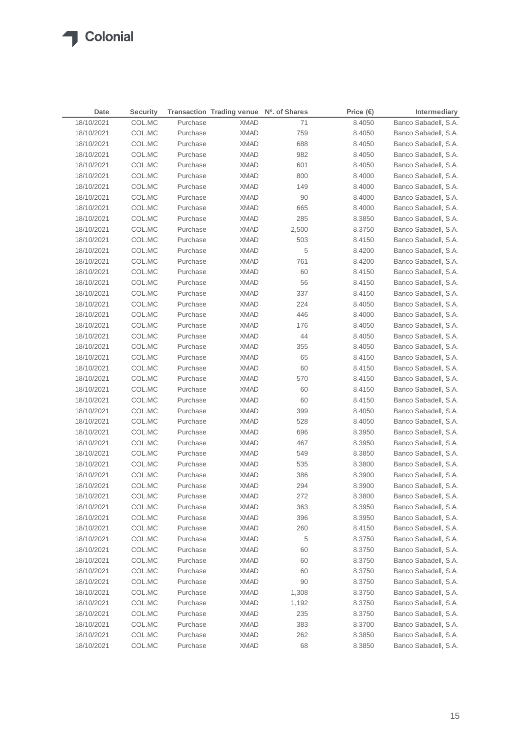Colonial

| Date | Security | Transaction | Trading venue | Nº. of Shares | Price (€) | Intermediary |
|---|---|---|---|---|---|---|
| 18/10/2021 | COL.MC | Purchase | XMAD | 71 | 8.4050 | Banco Sabadell, S.A. |
| 18/10/2021 | COL.MC | Purchase | XMAD | 759 | 8.4050 | Banco Sabadell, S.A. |
| 18/10/2021 | COL.MC | Purchase | XMAD | 688 | 8.4050 | Banco Sabadell, S.A. |
| 18/10/2021 | COL.MC | Purchase | XMAD | 982 | 8.4050 | Banco Sabadell, S.A. |
| 18/10/2021 | COL.MC | Purchase | XMAD | 601 | 8.4050 | Banco Sabadell, S.A. |
| 18/10/2021 | COL.MC | Purchase | XMAD | 800 | 8.4000 | Banco Sabadell, S.A. |
| 18/10/2021 | COL.MC | Purchase | XMAD | 149 | 8.4000 | Banco Sabadell, S.A. |
| 18/10/2021 | COL.MC | Purchase | XMAD | 90 | 8.4000 | Banco Sabadell, S.A. |
| 18/10/2021 | COL.MC | Purchase | XMAD | 665 | 8.4000 | Banco Sabadell, S.A. |
| 18/10/2021 | COL.MC | Purchase | XMAD | 285 | 8.3850 | Banco Sabadell, S.A. |
| 18/10/2021 | COL.MC | Purchase | XMAD | 2,500 | 8.3750 | Banco Sabadell, S.A. |
| 18/10/2021 | COL.MC | Purchase | XMAD | 503 | 8.4150 | Banco Sabadell, S.A. |
| 18/10/2021 | COL.MC | Purchase | XMAD | 5 | 8.4200 | Banco Sabadell, S.A. |
| 18/10/2021 | COL.MC | Purchase | XMAD | 761 | 8.4200 | Banco Sabadell, S.A. |
| 18/10/2021 | COL.MC | Purchase | XMAD | 60 | 8.4150 | Banco Sabadell, S.A. |
| 18/10/2021 | COL.MC | Purchase | XMAD | 56 | 8.4150 | Banco Sabadell, S.A. |
| 18/10/2021 | COL.MC | Purchase | XMAD | 337 | 8.4150 | Banco Sabadell, S.A. |
| 18/10/2021 | COL.MC | Purchase | XMAD | 224 | 8.4050 | Banco Sabadell, S.A. |
| 18/10/2021 | COL.MC | Purchase | XMAD | 446 | 8.4000 | Banco Sabadell, S.A. |
| 18/10/2021 | COL.MC | Purchase | XMAD | 176 | 8.4050 | Banco Sabadell, S.A. |
| 18/10/2021 | COL.MC | Purchase | XMAD | 44 | 8.4050 | Banco Sabadell, S.A. |
| 18/10/2021 | COL.MC | Purchase | XMAD | 355 | 8.4050 | Banco Sabadell, S.A. |
| 18/10/2021 | COL.MC | Purchase | XMAD | 65 | 8.4150 | Banco Sabadell, S.A. |
| 18/10/2021 | COL.MC | Purchase | XMAD | 60 | 8.4150 | Banco Sabadell, S.A. |
| 18/10/2021 | COL.MC | Purchase | XMAD | 570 | 8.4150 | Banco Sabadell, S.A. |
| 18/10/2021 | COL.MC | Purchase | XMAD | 60 | 8.4150 | Banco Sabadell, S.A. |
| 18/10/2021 | COL.MC | Purchase | XMAD | 60 | 8.4150 | Banco Sabadell, S.A. |
| 18/10/2021 | COL.MC | Purchase | XMAD | 399 | 8.4050 | Banco Sabadell, S.A. |
| 18/10/2021 | COL.MC | Purchase | XMAD | 528 | 8.4050 | Banco Sabadell, S.A. |
| 18/10/2021 | COL.MC | Purchase | XMAD | 696 | 8.3950 | Banco Sabadell, S.A. |
| 18/10/2021 | COL.MC | Purchase | XMAD | 467 | 8.3950 | Banco Sabadell, S.A. |
| 18/10/2021 | COL.MC | Purchase | XMAD | 549 | 8.3850 | Banco Sabadell, S.A. |
| 18/10/2021 | COL.MC | Purchase | XMAD | 535 | 8.3800 | Banco Sabadell, S.A. |
| 18/10/2021 | COL.MC | Purchase | XMAD | 386 | 8.3900 | Banco Sabadell, S.A. |
| 18/10/2021 | COL.MC | Purchase | XMAD | 294 | 8.3900 | Banco Sabadell, S.A. |
| 18/10/2021 | COL.MC | Purchase | XMAD | 272 | 8.3800 | Banco Sabadell, S.A. |
| 18/10/2021 | COL.MC | Purchase | XMAD | 363 | 8.3950 | Banco Sabadell, S.A. |
| 18/10/2021 | COL.MC | Purchase | XMAD | 396 | 8.3950 | Banco Sabadell, S.A. |
| 18/10/2021 | COL.MC | Purchase | XMAD | 260 | 8.4150 | Banco Sabadell, S.A. |
| 18/10/2021 | COL.MC | Purchase | XMAD | 5 | 8.3750 | Banco Sabadell, S.A. |
| 18/10/2021 | COL.MC | Purchase | XMAD | 60 | 8.3750 | Banco Sabadell, S.A. |
| 18/10/2021 | COL.MC | Purchase | XMAD | 60 | 8.3750 | Banco Sabadell, S.A. |
| 18/10/2021 | COL.MC | Purchase | XMAD | 60 | 8.3750 | Banco Sabadell, S.A. |
| 18/10/2021 | COL.MC | Purchase | XMAD | 90 | 8.3750 | Banco Sabadell, S.A. |
| 18/10/2021 | COL.MC | Purchase | XMAD | 1,308 | 8.3750 | Banco Sabadell, S.A. |
| 18/10/2021 | COL.MC | Purchase | XMAD | 1,192 | 8.3750 | Banco Sabadell, S.A. |
| 18/10/2021 | COL.MC | Purchase | XMAD | 235 | 8.3750 | Banco Sabadell, S.A. |
| 18/10/2021 | COL.MC | Purchase | XMAD | 383 | 8.3700 | Banco Sabadell, S.A. |
| 18/10/2021 | COL.MC | Purchase | XMAD | 262 | 8.3850 | Banco Sabadell, S.A. |
| 18/10/2021 | COL.MC | Purchase | XMAD | 68 | 8.3850 | Banco Sabadell, S.A. |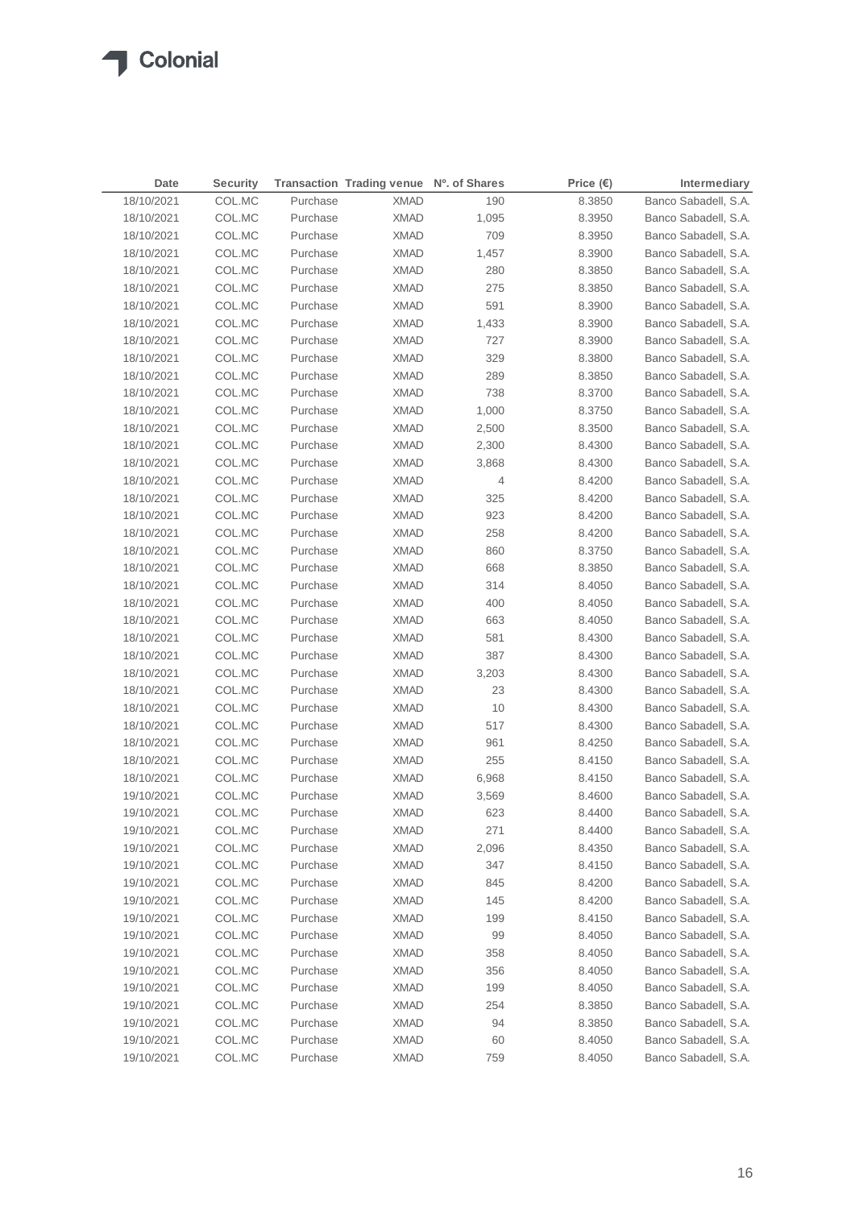| Date | Security | Transaction | Trading venue | Nº. of Shares | Price (€) | Intermediary |
|---|---|---|---|---|---|---|
| 18/10/2021 | COL.MC | Purchase | XMAD | 190 | 8.3850 | Banco Sabadell, S.A. |
| 18/10/2021 | COL.MC | Purchase | XMAD | 1,095 | 8.3950 | Banco Sabadell, S.A. |
| 18/10/2021 | COL.MC | Purchase | XMAD | 709 | 8.3950 | Banco Sabadell, S.A. |
| 18/10/2021 | COL.MC | Purchase | XMAD | 1,457 | 8.3900 | Banco Sabadell, S.A. |
| 18/10/2021 | COL.MC | Purchase | XMAD | 280 | 8.3850 | Banco Sabadell, S.A. |
| 18/10/2021 | COL.MC | Purchase | XMAD | 275 | 8.3850 | Banco Sabadell, S.A. |
| 18/10/2021 | COL.MC | Purchase | XMAD | 591 | 8.3900 | Banco Sabadell, S.A. |
| 18/10/2021 | COL.MC | Purchase | XMAD | 1,433 | 8.3900 | Banco Sabadell, S.A. |
| 18/10/2021 | COL.MC | Purchase | XMAD | 727 | 8.3900 | Banco Sabadell, S.A. |
| 18/10/2021 | COL.MC | Purchase | XMAD | 329 | 8.3800 | Banco Sabadell, S.A. |
| 18/10/2021 | COL.MC | Purchase | XMAD | 289 | 8.3850 | Banco Sabadell, S.A. |
| 18/10/2021 | COL.MC | Purchase | XMAD | 738 | 8.3700 | Banco Sabadell, S.A. |
| 18/10/2021 | COL.MC | Purchase | XMAD | 1,000 | 8.3750 | Banco Sabadell, S.A. |
| 18/10/2021 | COL.MC | Purchase | XMAD | 2,500 | 8.3500 | Banco Sabadell, S.A. |
| 18/10/2021 | COL.MC | Purchase | XMAD | 2,300 | 8.4300 | Banco Sabadell, S.A. |
| 18/10/2021 | COL.MC | Purchase | XMAD | 3,868 | 8.4300 | Banco Sabadell, S.A. |
| 18/10/2021 | COL.MC | Purchase | XMAD | 4 | 8.4200 | Banco Sabadell, S.A. |
| 18/10/2021 | COL.MC | Purchase | XMAD | 325 | 8.4200 | Banco Sabadell, S.A. |
| 18/10/2021 | COL.MC | Purchase | XMAD | 923 | 8.4200 | Banco Sabadell, S.A. |
| 18/10/2021 | COL.MC | Purchase | XMAD | 258 | 8.4200 | Banco Sabadell, S.A. |
| 18/10/2021 | COL.MC | Purchase | XMAD | 860 | 8.3750 | Banco Sabadell, S.A. |
| 18/10/2021 | COL.MC | Purchase | XMAD | 668 | 8.3850 | Banco Sabadell, S.A. |
| 18/10/2021 | COL.MC | Purchase | XMAD | 314 | 8.4050 | Banco Sabadell, S.A. |
| 18/10/2021 | COL.MC | Purchase | XMAD | 400 | 8.4050 | Banco Sabadell, S.A. |
| 18/10/2021 | COL.MC | Purchase | XMAD | 663 | 8.4050 | Banco Sabadell, S.A. |
| 18/10/2021 | COL.MC | Purchase | XMAD | 581 | 8.4300 | Banco Sabadell, S.A. |
| 18/10/2021 | COL.MC | Purchase | XMAD | 387 | 8.4300 | Banco Sabadell, S.A. |
| 18/10/2021 | COL.MC | Purchase | XMAD | 3,203 | 8.4300 | Banco Sabadell, S.A. |
| 18/10/2021 | COL.MC | Purchase | XMAD | 23 | 8.4300 | Banco Sabadell, S.A. |
| 18/10/2021 | COL.MC | Purchase | XMAD | 10 | 8.4300 | Banco Sabadell, S.A. |
| 18/10/2021 | COL.MC | Purchase | XMAD | 517 | 8.4300 | Banco Sabadell, S.A. |
| 18/10/2021 | COL.MC | Purchase | XMAD | 961 | 8.4250 | Banco Sabadell, S.A. |
| 18/10/2021 | COL.MC | Purchase | XMAD | 255 | 8.4150 | Banco Sabadell, S.A. |
| 18/10/2021 | COL.MC | Purchase | XMAD | 6,968 | 8.4150 | Banco Sabadell, S.A. |
| 19/10/2021 | COL.MC | Purchase | XMAD | 3,569 | 8.4600 | Banco Sabadell, S.A. |
| 19/10/2021 | COL.MC | Purchase | XMAD | 623 | 8.4400 | Banco Sabadell, S.A. |
| 19/10/2021 | COL.MC | Purchase | XMAD | 271 | 8.4400 | Banco Sabadell, S.A. |
| 19/10/2021 | COL.MC | Purchase | XMAD | 2,096 | 8.4350 | Banco Sabadell, S.A. |
| 19/10/2021 | COL.MC | Purchase | XMAD | 347 | 8.4150 | Banco Sabadell, S.A. |
| 19/10/2021 | COL.MC | Purchase | XMAD | 845 | 8.4200 | Banco Sabadell, S.A. |
| 19/10/2021 | COL.MC | Purchase | XMAD | 145 | 8.4200 | Banco Sabadell, S.A. |
| 19/10/2021 | COL.MC | Purchase | XMAD | 199 | 8.4150 | Banco Sabadell, S.A. |
| 19/10/2021 | COL.MC | Purchase | XMAD | 99 | 8.4050 | Banco Sabadell, S.A. |
| 19/10/2021 | COL.MC | Purchase | XMAD | 358 | 8.4050 | Banco Sabadell, S.A. |
| 19/10/2021 | COL.MC | Purchase | XMAD | 356 | 8.4050 | Banco Sabadell, S.A. |
| 19/10/2021 | COL.MC | Purchase | XMAD | 199 | 8.4050 | Banco Sabadell, S.A. |
| 19/10/2021 | COL.MC | Purchase | XMAD | 254 | 8.3850 | Banco Sabadell, S.A. |
| 19/10/2021 | COL.MC | Purchase | XMAD | 94 | 8.3850 | Banco Sabadell, S.A. |
| 19/10/2021 | COL.MC | Purchase | XMAD | 60 | 8.4050 | Banco Sabadell, S.A. |
| 19/10/2021 | COL.MC | Purchase | XMAD | 759 | 8.4050 | Banco Sabadell, S.A. |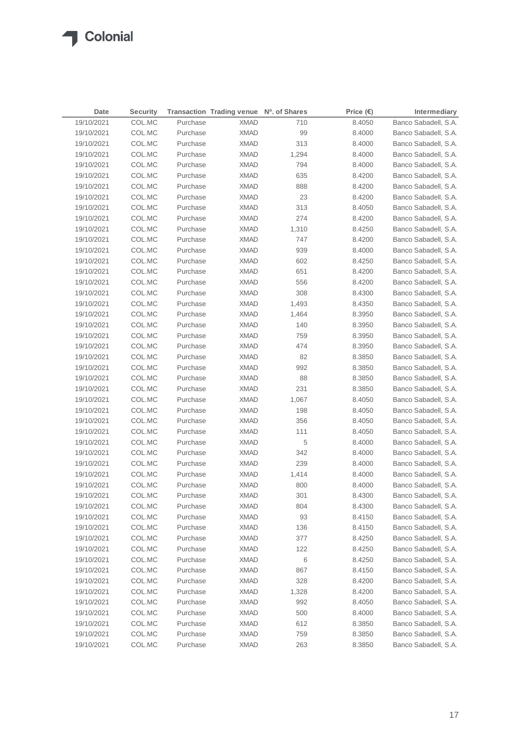| Date | Security | Transaction | Trading venue | Nº. of Shares | Price (€) | Intermediary |
|---|---|---|---|---|---|---|
| 19/10/2021 | COL.MC | Purchase | XMAD | 710 | 8.4050 | Banco Sabadell, S.A. |
| 19/10/2021 | COL.MC | Purchase | XMAD | 99 | 8.4000 | Banco Sabadell, S.A. |
| 19/10/2021 | COL.MC | Purchase | XMAD | 313 | 8.4000 | Banco Sabadell, S.A. |
| 19/10/2021 | COL.MC | Purchase | XMAD | 1,294 | 8.4000 | Banco Sabadell, S.A. |
| 19/10/2021 | COL.MC | Purchase | XMAD | 794 | 8.4000 | Banco Sabadell, S.A. |
| 19/10/2021 | COL.MC | Purchase | XMAD | 635 | 8.4200 | Banco Sabadell, S.A. |
| 19/10/2021 | COL.MC | Purchase | XMAD | 888 | 8.4200 | Banco Sabadell, S.A. |
| 19/10/2021 | COL.MC | Purchase | XMAD | 23 | 8.4200 | Banco Sabadell, S.A. |
| 19/10/2021 | COL.MC | Purchase | XMAD | 313 | 8.4050 | Banco Sabadell, S.A. |
| 19/10/2021 | COL.MC | Purchase | XMAD | 274 | 8.4200 | Banco Sabadell, S.A. |
| 19/10/2021 | COL.MC | Purchase | XMAD | 1,310 | 8.4250 | Banco Sabadell, S.A. |
| 19/10/2021 | COL.MC | Purchase | XMAD | 747 | 8.4200 | Banco Sabadell, S.A. |
| 19/10/2021 | COL.MC | Purchase | XMAD | 939 | 8.4000 | Banco Sabadell, S.A. |
| 19/10/2021 | COL.MC | Purchase | XMAD | 602 | 8.4250 | Banco Sabadell, S.A. |
| 19/10/2021 | COL.MC | Purchase | XMAD | 651 | 8.4200 | Banco Sabadell, S.A. |
| 19/10/2021 | COL.MC | Purchase | XMAD | 556 | 8.4200 | Banco Sabadell, S.A. |
| 19/10/2021 | COL.MC | Purchase | XMAD | 308 | 8.4300 | Banco Sabadell, S.A. |
| 19/10/2021 | COL.MC | Purchase | XMAD | 1,493 | 8.4350 | Banco Sabadell, S.A. |
| 19/10/2021 | COL.MC | Purchase | XMAD | 1,464 | 8.3950 | Banco Sabadell, S.A. |
| 19/10/2021 | COL.MC | Purchase | XMAD | 140 | 8.3950 | Banco Sabadell, S.A. |
| 19/10/2021 | COL.MC | Purchase | XMAD | 759 | 8.3950 | Banco Sabadell, S.A. |
| 19/10/2021 | COL.MC | Purchase | XMAD | 474 | 8.3950 | Banco Sabadell, S.A. |
| 19/10/2021 | COL.MC | Purchase | XMAD | 82 | 8.3850 | Banco Sabadell, S.A. |
| 19/10/2021 | COL.MC | Purchase | XMAD | 992 | 8.3850 | Banco Sabadell, S.A. |
| 19/10/2021 | COL.MC | Purchase | XMAD | 88 | 8.3850 | Banco Sabadell, S.A. |
| 19/10/2021 | COL.MC | Purchase | XMAD | 231 | 8.3850 | Banco Sabadell, S.A. |
| 19/10/2021 | COL.MC | Purchase | XMAD | 1,067 | 8.4050 | Banco Sabadell, S.A. |
| 19/10/2021 | COL.MC | Purchase | XMAD | 198 | 8.4050 | Banco Sabadell, S.A. |
| 19/10/2021 | COL.MC | Purchase | XMAD | 356 | 8.4050 | Banco Sabadell, S.A. |
| 19/10/2021 | COL.MC | Purchase | XMAD | 111 | 8.4050 | Banco Sabadell, S.A. |
| 19/10/2021 | COL.MC | Purchase | XMAD | 5 | 8.4000 | Banco Sabadell, S.A. |
| 19/10/2021 | COL.MC | Purchase | XMAD | 342 | 8.4000 | Banco Sabadell, S.A. |
| 19/10/2021 | COL.MC | Purchase | XMAD | 239 | 8.4000 | Banco Sabadell, S.A. |
| 19/10/2021 | COL.MC | Purchase | XMAD | 1,414 | 8.4000 | Banco Sabadell, S.A. |
| 19/10/2021 | COL.MC | Purchase | XMAD | 800 | 8.4000 | Banco Sabadell, S.A. |
| 19/10/2021 | COL.MC | Purchase | XMAD | 301 | 8.4300 | Banco Sabadell, S.A. |
| 19/10/2021 | COL.MC | Purchase | XMAD | 804 | 8.4300 | Banco Sabadell, S.A. |
| 19/10/2021 | COL.MC | Purchase | XMAD | 93 | 8.4150 | Banco Sabadell, S.A. |
| 19/10/2021 | COL.MC | Purchase | XMAD | 136 | 8.4150 | Banco Sabadell, S.A. |
| 19/10/2021 | COL.MC | Purchase | XMAD | 377 | 8.4250 | Banco Sabadell, S.A. |
| 19/10/2021 | COL.MC | Purchase | XMAD | 122 | 8.4250 | Banco Sabadell, S.A. |
| 19/10/2021 | COL.MC | Purchase | XMAD | 6 | 8.4250 | Banco Sabadell, S.A. |
| 19/10/2021 | COL.MC | Purchase | XMAD | 867 | 8.4150 | Banco Sabadell, S.A. |
| 19/10/2021 | COL.MC | Purchase | XMAD | 328 | 8.4200 | Banco Sabadell, S.A. |
| 19/10/2021 | COL.MC | Purchase | XMAD | 1,328 | 8.4200 | Banco Sabadell, S.A. |
| 19/10/2021 | COL.MC | Purchase | XMAD | 992 | 8.4050 | Banco Sabadell, S.A. |
| 19/10/2021 | COL.MC | Purchase | XMAD | 500 | 8.4000 | Banco Sabadell, S.A. |
| 19/10/2021 | COL.MC | Purchase | XMAD | 612 | 8.3850 | Banco Sabadell, S.A. |
| 19/10/2021 | COL.MC | Purchase | XMAD | 759 | 8.3850 | Banco Sabadell, S.A. |
| 19/10/2021 | COL.MC | Purchase | XMAD | 263 | 8.3850 | Banco Sabadell, S.A. |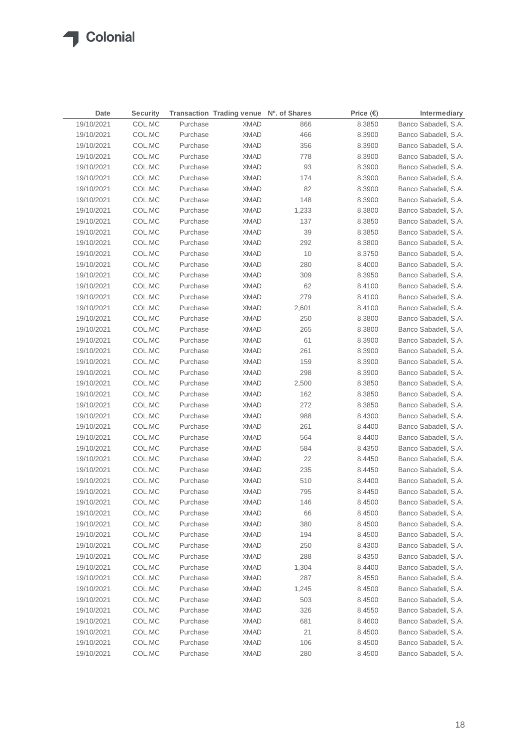| Date | Security | Transaction | Trading venue | Nº. of Shares | Price (€) | Intermediary |
|---|---|---|---|---|---|---|
| 19/10/2021 | COL.MC | Purchase | XMAD | 866 | 8.3850 | Banco Sabadell, S.A. |
| 19/10/2021 | COL.MC | Purchase | XMAD | 466 | 8.3900 | Banco Sabadell, S.A. |
| 19/10/2021 | COL.MC | Purchase | XMAD | 356 | 8.3900 | Banco Sabadell, S.A. |
| 19/10/2021 | COL.MC | Purchase | XMAD | 778 | 8.3900 | Banco Sabadell, S.A. |
| 19/10/2021 | COL.MC | Purchase | XMAD | 93 | 8.3900 | Banco Sabadell, S.A. |
| 19/10/2021 | COL.MC | Purchase | XMAD | 174 | 8.3900 | Banco Sabadell, S.A. |
| 19/10/2021 | COL.MC | Purchase | XMAD | 82 | 8.3900 | Banco Sabadell, S.A. |
| 19/10/2021 | COL.MC | Purchase | XMAD | 148 | 8.3900 | Banco Sabadell, S.A. |
| 19/10/2021 | COL.MC | Purchase | XMAD | 1,233 | 8.3800 | Banco Sabadell, S.A. |
| 19/10/2021 | COL.MC | Purchase | XMAD | 137 | 8.3850 | Banco Sabadell, S.A. |
| 19/10/2021 | COL.MC | Purchase | XMAD | 39 | 8.3850 | Banco Sabadell, S.A. |
| 19/10/2021 | COL.MC | Purchase | XMAD | 292 | 8.3800 | Banco Sabadell, S.A. |
| 19/10/2021 | COL.MC | Purchase | XMAD | 10 | 8.3750 | Banco Sabadell, S.A. |
| 19/10/2021 | COL.MC | Purchase | XMAD | 280 | 8.4000 | Banco Sabadell, S.A. |
| 19/10/2021 | COL.MC | Purchase | XMAD | 309 | 8.3950 | Banco Sabadell, S.A. |
| 19/10/2021 | COL.MC | Purchase | XMAD | 62 | 8.4100 | Banco Sabadell, S.A. |
| 19/10/2021 | COL.MC | Purchase | XMAD | 279 | 8.4100 | Banco Sabadell, S.A. |
| 19/10/2021 | COL.MC | Purchase | XMAD | 2,601 | 8.4100 | Banco Sabadell, S.A. |
| 19/10/2021 | COL.MC | Purchase | XMAD | 250 | 8.3800 | Banco Sabadell, S.A. |
| 19/10/2021 | COL.MC | Purchase | XMAD | 265 | 8.3800 | Banco Sabadell, S.A. |
| 19/10/2021 | COL.MC | Purchase | XMAD | 61 | 8.3900 | Banco Sabadell, S.A. |
| 19/10/2021 | COL.MC | Purchase | XMAD | 261 | 8.3900 | Banco Sabadell, S.A. |
| 19/10/2021 | COL.MC | Purchase | XMAD | 159 | 8.3900 | Banco Sabadell, S.A. |
| 19/10/2021 | COL.MC | Purchase | XMAD | 298 | 8.3900 | Banco Sabadell, S.A. |
| 19/10/2021 | COL.MC | Purchase | XMAD | 2,500 | 8.3850 | Banco Sabadell, S.A. |
| 19/10/2021 | COL.MC | Purchase | XMAD | 162 | 8.3850 | Banco Sabadell, S.A. |
| 19/10/2021 | COL.MC | Purchase | XMAD | 272 | 8.3850 | Banco Sabadell, S.A. |
| 19/10/2021 | COL.MC | Purchase | XMAD | 988 | 8.4300 | Banco Sabadell, S.A. |
| 19/10/2021 | COL.MC | Purchase | XMAD | 261 | 8.4400 | Banco Sabadell, S.A. |
| 19/10/2021 | COL.MC | Purchase | XMAD | 564 | 8.4400 | Banco Sabadell, S.A. |
| 19/10/2021 | COL.MC | Purchase | XMAD | 584 | 8.4350 | Banco Sabadell, S.A. |
| 19/10/2021 | COL.MC | Purchase | XMAD | 22 | 8.4450 | Banco Sabadell, S.A. |
| 19/10/2021 | COL.MC | Purchase | XMAD | 235 | 8.4450 | Banco Sabadell, S.A. |
| 19/10/2021 | COL.MC | Purchase | XMAD | 510 | 8.4400 | Banco Sabadell, S.A. |
| 19/10/2021 | COL.MC | Purchase | XMAD | 795 | 8.4450 | Banco Sabadell, S.A. |
| 19/10/2021 | COL.MC | Purchase | XMAD | 146 | 8.4500 | Banco Sabadell, S.A. |
| 19/10/2021 | COL.MC | Purchase | XMAD | 66 | 8.4500 | Banco Sabadell, S.A. |
| 19/10/2021 | COL.MC | Purchase | XMAD | 380 | 8.4500 | Banco Sabadell, S.A. |
| 19/10/2021 | COL.MC | Purchase | XMAD | 194 | 8.4500 | Banco Sabadell, S.A. |
| 19/10/2021 | COL.MC | Purchase | XMAD | 250 | 8.4300 | Banco Sabadell, S.A. |
| 19/10/2021 | COL.MC | Purchase | XMAD | 288 | 8.4350 | Banco Sabadell, S.A. |
| 19/10/2021 | COL.MC | Purchase | XMAD | 1,304 | 8.4400 | Banco Sabadell, S.A. |
| 19/10/2021 | COL.MC | Purchase | XMAD | 287 | 8.4550 | Banco Sabadell, S.A. |
| 19/10/2021 | COL.MC | Purchase | XMAD | 1,245 | 8.4500 | Banco Sabadell, S.A. |
| 19/10/2021 | COL.MC | Purchase | XMAD | 503 | 8.4500 | Banco Sabadell, S.A. |
| 19/10/2021 | COL.MC | Purchase | XMAD | 326 | 8.4550 | Banco Sabadell, S.A. |
| 19/10/2021 | COL.MC | Purchase | XMAD | 681 | 8.4600 | Banco Sabadell, S.A. |
| 19/10/2021 | COL.MC | Purchase | XMAD | 21 | 8.4500 | Banco Sabadell, S.A. |
| 19/10/2021 | COL.MC | Purchase | XMAD | 106 | 8.4500 | Banco Sabadell, S.A. |
| 19/10/2021 | COL.MC | Purchase | XMAD | 280 | 8.4500 | Banco Sabadell, S.A. |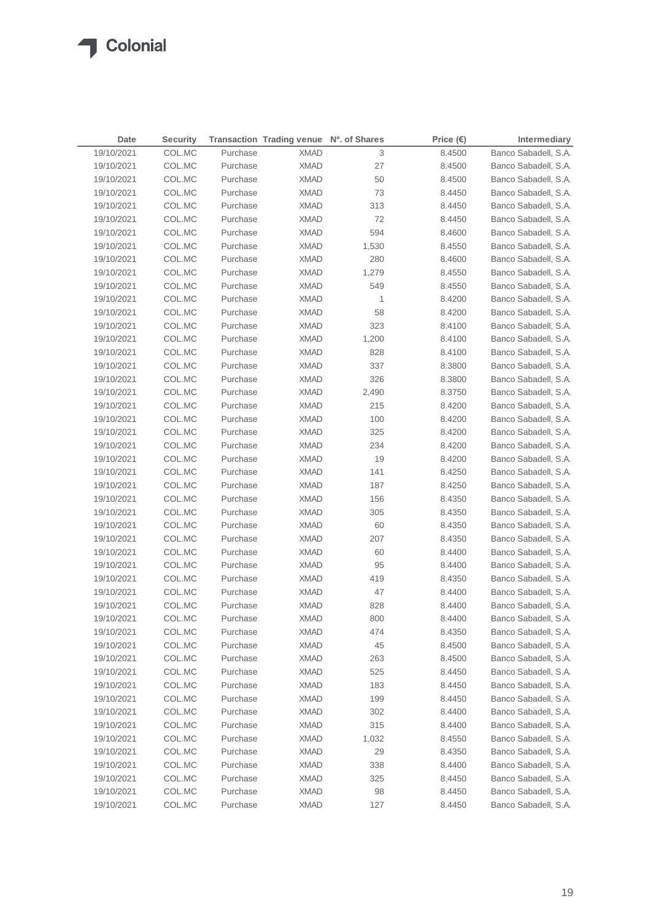| Date | Security | Transaction | Trading venue | Nº. of Shares | Price (€) | Intermediary |
|---|---|---|---|---|---|---|
| 19/10/2021 | COL.MC | Purchase | XMAD | 3 | 8.4500 | Banco Sabadell, S.A. |
| 19/10/2021 | COL.MC | Purchase | XMAD | 27 | 8.4500 | Banco Sabadell, S.A. |
| 19/10/2021 | COL.MC | Purchase | XMAD | 50 | 8.4500 | Banco Sabadell, S.A. |
| 19/10/2021 | COL.MC | Purchase | XMAD | 73 | 8.4450 | Banco Sabadell, S.A. |
| 19/10/2021 | COL.MC | Purchase | XMAD | 313 | 8.4450 | Banco Sabadell, S.A. |
| 19/10/2021 | COL.MC | Purchase | XMAD | 72 | 8.4450 | Banco Sabadell, S.A. |
| 19/10/2021 | COL.MC | Purchase | XMAD | 594 | 8.4600 | Banco Sabadell, S.A. |
| 19/10/2021 | COL.MC | Purchase | XMAD | 1,530 | 8.4550 | Banco Sabadell, S.A. |
| 19/10/2021 | COL.MC | Purchase | XMAD | 280 | 8.4600 | Banco Sabadell, S.A. |
| 19/10/2021 | COL.MC | Purchase | XMAD | 1,279 | 8.4550 | Banco Sabadell, S.A. |
| 19/10/2021 | COL.MC | Purchase | XMAD | 549 | 8.4550 | Banco Sabadell, S.A. |
| 19/10/2021 | COL.MC | Purchase | XMAD | 1 | 8.4200 | Banco Sabadell, S.A. |
| 19/10/2021 | COL.MC | Purchase | XMAD | 58 | 8.4200 | Banco Sabadell, S.A. |
| 19/10/2021 | COL.MC | Purchase | XMAD | 323 | 8.4100 | Banco Sabadell, S.A. |
| 19/10/2021 | COL.MC | Purchase | XMAD | 1,200 | 8.4100 | Banco Sabadell, S.A. |
| 19/10/2021 | COL.MC | Purchase | XMAD | 828 | 8.4100 | Banco Sabadell, S.A. |
| 19/10/2021 | COL.MC | Purchase | XMAD | 337 | 8.3800 | Banco Sabadell, S.A. |
| 19/10/2021 | COL.MC | Purchase | XMAD | 326 | 8.3800 | Banco Sabadell, S.A. |
| 19/10/2021 | COL.MC | Purchase | XMAD | 2,490 | 8.3750 | Banco Sabadell, S.A. |
| 19/10/2021 | COL.MC | Purchase | XMAD | 215 | 8.4200 | Banco Sabadell, S.A. |
| 19/10/2021 | COL.MC | Purchase | XMAD | 100 | 8.4200 | Banco Sabadell, S.A. |
| 19/10/2021 | COL.MC | Purchase | XMAD | 325 | 8.4200 | Banco Sabadell, S.A. |
| 19/10/2021 | COL.MC | Purchase | XMAD | 234 | 8.4200 | Banco Sabadell, S.A. |
| 19/10/2021 | COL.MC | Purchase | XMAD | 19 | 8.4200 | Banco Sabadell, S.A. |
| 19/10/2021 | COL.MC | Purchase | XMAD | 141 | 8.4250 | Banco Sabadell, S.A. |
| 19/10/2021 | COL.MC | Purchase | XMAD | 187 | 8.4250 | Banco Sabadell, S.A. |
| 19/10/2021 | COL.MC | Purchase | XMAD | 156 | 8.4350 | Banco Sabadell, S.A. |
| 19/10/2021 | COL.MC | Purchase | XMAD | 305 | 8.4350 | Banco Sabadell, S.A. |
| 19/10/2021 | COL.MC | Purchase | XMAD | 60 | 8.4350 | Banco Sabadell, S.A. |
| 19/10/2021 | COL.MC | Purchase | XMAD | 207 | 8.4350 | Banco Sabadell, S.A. |
| 19/10/2021 | COL.MC | Purchase | XMAD | 60 | 8.4400 | Banco Sabadell, S.A. |
| 19/10/2021 | COL.MC | Purchase | XMAD | 95 | 8.4400 | Banco Sabadell, S.A. |
| 19/10/2021 | COL.MC | Purchase | XMAD | 419 | 8.4350 | Banco Sabadell, S.A. |
| 19/10/2021 | COL.MC | Purchase | XMAD | 47 | 8.4400 | Banco Sabadell, S.A. |
| 19/10/2021 | COL.MC | Purchase | XMAD | 828 | 8.4400 | Banco Sabadell, S.A. |
| 19/10/2021 | COL.MC | Purchase | XMAD | 800 | 8.4400 | Banco Sabadell, S.A. |
| 19/10/2021 | COL.MC | Purchase | XMAD | 474 | 8.4350 | Banco Sabadell, S.A. |
| 19/10/2021 | COL.MC | Purchase | XMAD | 45 | 8.4500 | Banco Sabadell, S.A. |
| 19/10/2021 | COL.MC | Purchase | XMAD | 263 | 8.4500 | Banco Sabadell, S.A. |
| 19/10/2021 | COL.MC | Purchase | XMAD | 525 | 8.4450 | Banco Sabadell, S.A. |
| 19/10/2021 | COL.MC | Purchase | XMAD | 183 | 8.4450 | Banco Sabadell, S.A. |
| 19/10/2021 | COL.MC | Purchase | XMAD | 199 | 8.4450 | Banco Sabadell, S.A. |
| 19/10/2021 | COL.MC | Purchase | XMAD | 302 | 8.4400 | Banco Sabadell, S.A. |
| 19/10/2021 | COL.MC | Purchase | XMAD | 315 | 8.4400 | Banco Sabadell, S.A. |
| 19/10/2021 | COL.MC | Purchase | XMAD | 1,032 | 8.4550 | Banco Sabadell, S.A. |
| 19/10/2021 | COL.MC | Purchase | XMAD | 29 | 8.4350 | Banco Sabadell, S.A. |
| 19/10/2021 | COL.MC | Purchase | XMAD | 338 | 8.4400 | Banco Sabadell, S.A. |
| 19/10/2021 | COL.MC | Purchase | XMAD | 325 | 8.4450 | Banco Sabadell, S.A. |
| 19/10/2021 | COL.MC | Purchase | XMAD | 98 | 8.4450 | Banco Sabadell, S.A. |
| 19/10/2021 | COL.MC | Purchase | XMAD | 127 | 8.4450 | Banco Sabadell, S.A. |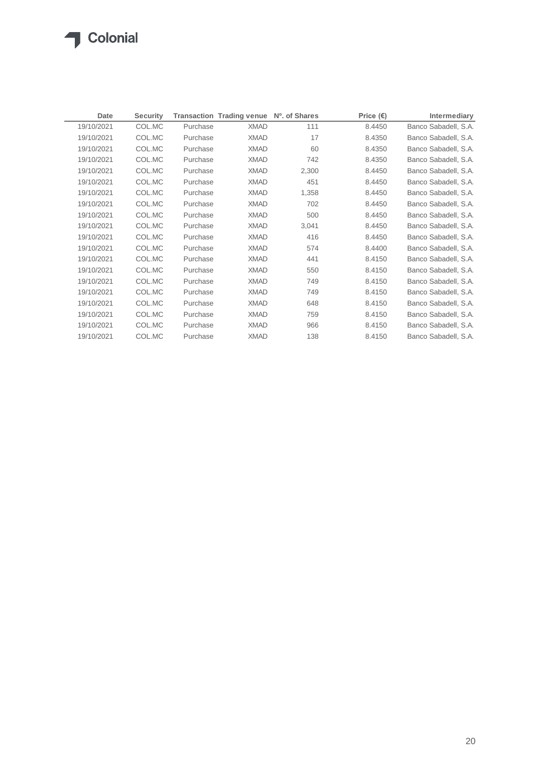| Date | Security | Transaction | Trading venue | Nº. of Shares | Price (€) | Intermediary |
|---|---|---|---|---|---|---|
| 19/10/2021 | COL.MC | Purchase | XMAD | 111 | 8.4450 | Banco Sabadell, S.A. |
| 19/10/2021 | COL.MC | Purchase | XMAD | 17 | 8.4350 | Banco Sabadell, S.A. |
| 19/10/2021 | COL.MC | Purchase | XMAD | 60 | 8.4350 | Banco Sabadell, S.A. |
| 19/10/2021 | COL.MC | Purchase | XMAD | 742 | 8.4350 | Banco Sabadell, S.A. |
| 19/10/2021 | COL.MC | Purchase | XMAD | 2,300 | 8.4450 | Banco Sabadell, S.A. |
| 19/10/2021 | COL.MC | Purchase | XMAD | 451 | 8.4450 | Banco Sabadell, S.A. |
| 19/10/2021 | COL.MC | Purchase | XMAD | 1,358 | 8.4450 | Banco Sabadell, S.A. |
| 19/10/2021 | COL.MC | Purchase | XMAD | 702 | 8.4450 | Banco Sabadell, S.A. |
| 19/10/2021 | COL.MC | Purchase | XMAD | 500 | 8.4450 | Banco Sabadell, S.A. |
| 19/10/2021 | COL.MC | Purchase | XMAD | 3,041 | 8.4450 | Banco Sabadell, S.A. |
| 19/10/2021 | COL.MC | Purchase | XMAD | 416 | 8.4450 | Banco Sabadell, S.A. |
| 19/10/2021 | COL.MC | Purchase | XMAD | 574 | 8.4400 | Banco Sabadell, S.A. |
| 19/10/2021 | COL.MC | Purchase | XMAD | 441 | 8.4150 | Banco Sabadell, S.A. |
| 19/10/2021 | COL.MC | Purchase | XMAD | 550 | 8.4150 | Banco Sabadell, S.A. |
| 19/10/2021 | COL.MC | Purchase | XMAD | 749 | 8.4150 | Banco Sabadell, S.A. |
| 19/10/2021 | COL.MC | Purchase | XMAD | 749 | 8.4150 | Banco Sabadell, S.A. |
| 19/10/2021 | COL.MC | Purchase | XMAD | 648 | 8.4150 | Banco Sabadell, S.A. |
| 19/10/2021 | COL.MC | Purchase | XMAD | 759 | 8.4150 | Banco Sabadell, S.A. |
| 19/10/2021 | COL.MC | Purchase | XMAD | 966 | 8.4150 | Banco Sabadell, S.A. |
| 19/10/2021 | COL.MC | Purchase | XMAD | 138 | 8.4150 | Banco Sabadell, S.A. |